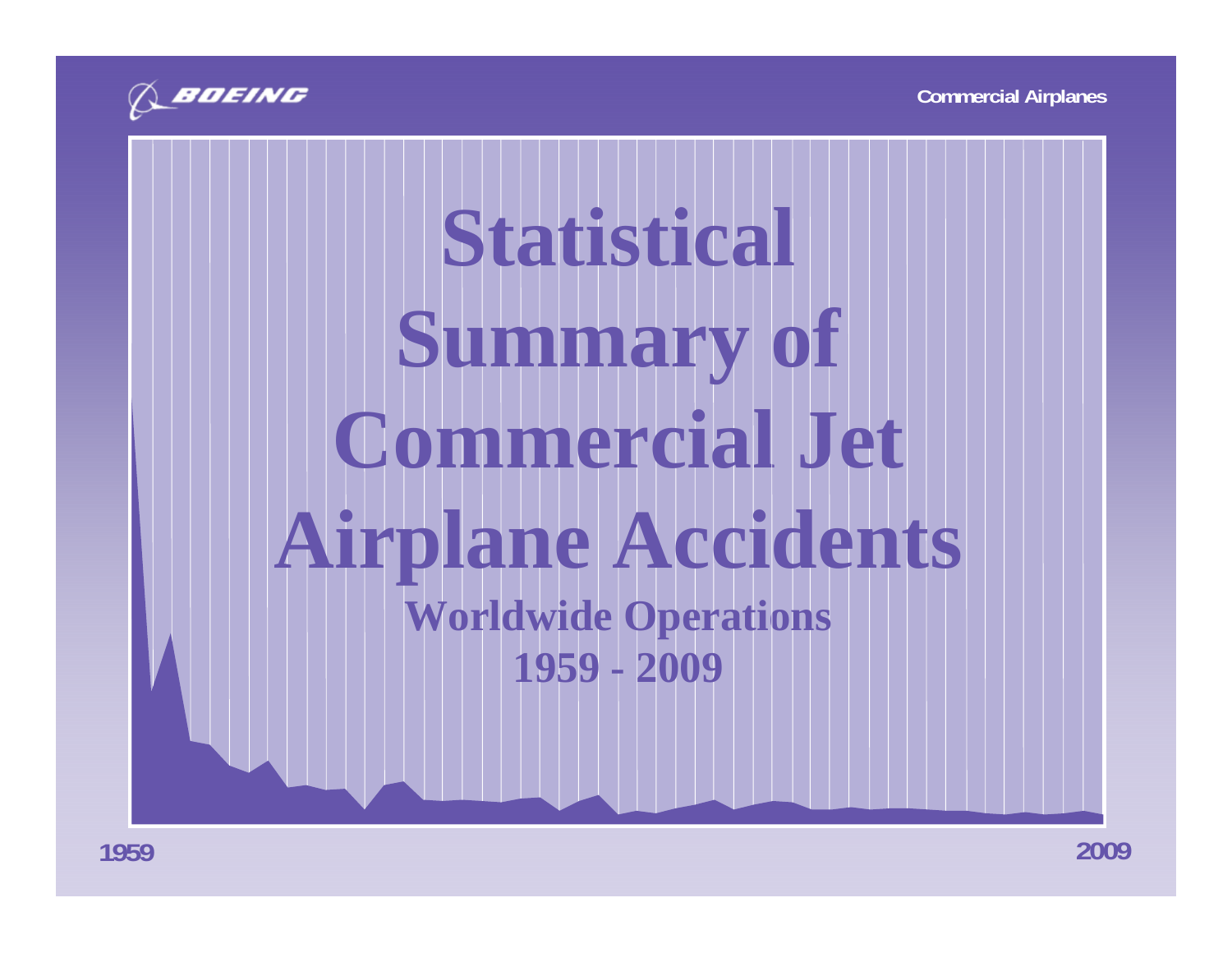BOEING

Commercial Airplanes

# Statistical Summary of Commercial Jet Airplane Accidents

## Worldwide Operations

## 1959 - 2009

1959

2009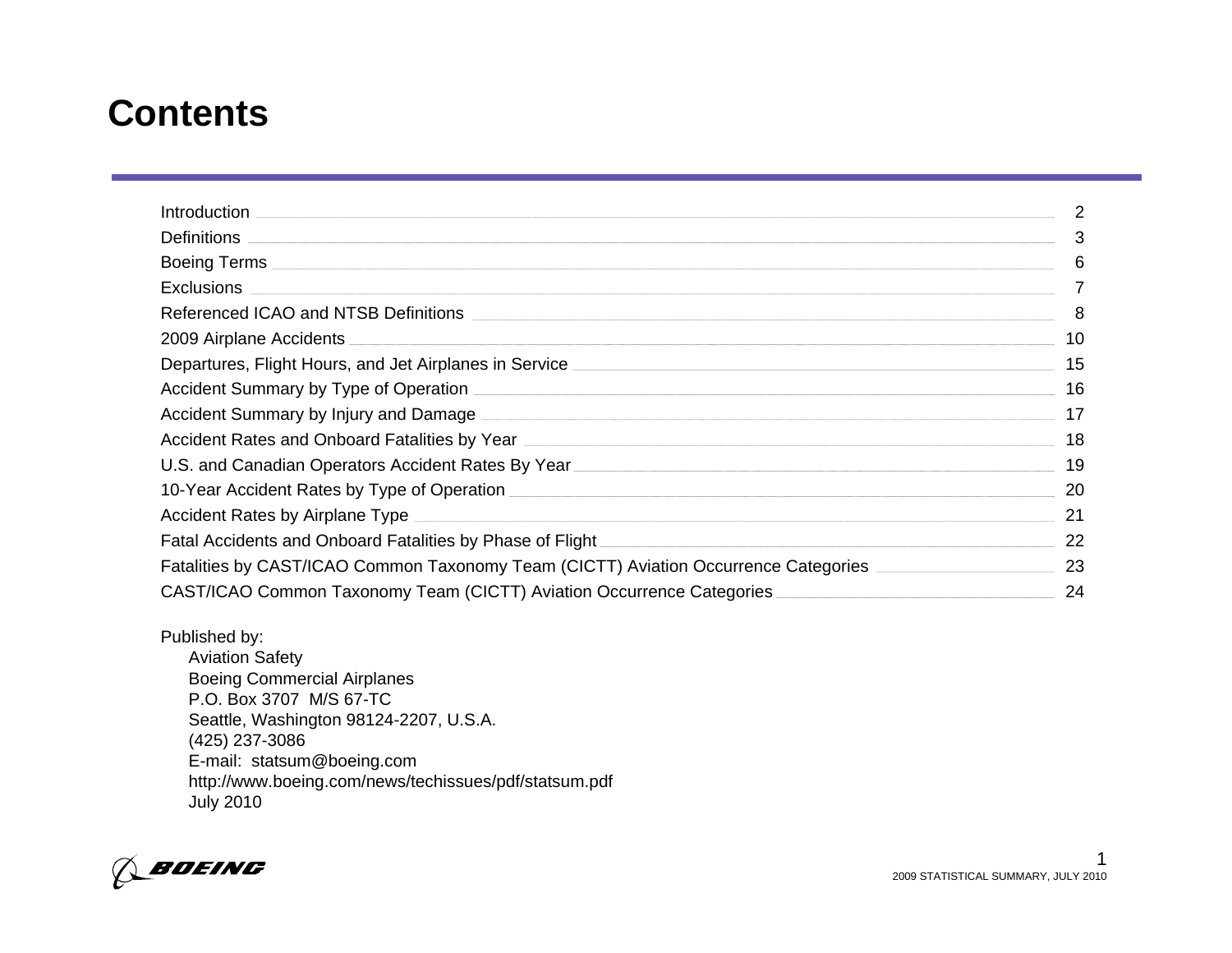# Contents

| | |
|---|---|
| Introduction | 2 |
| Definitions | 3 |
| Boeing Terms | 6 |
| Exclusions | 7 |
| Referenced ICAO and NTSB Definitions | 8 |
| 2009 Airplane Accidents | 10 |
| Departures, Flight Hours, and Jet Airplanes in Service | 15 |
| Accident Summary by Type of Operation | 16 |
| Accident Summary by Injury and Damage | 17 |
| Accident Rates and Onboard Fatalities by Year | 18 |
| U.S. and Canadian Operators Accident Rates By Year | 19 |
| 10-Year Accident Rates by Type of Operation | 20 |
| Accident Rates by Airplane Type | 21 |
| Fatal Accidents and Onboard Fatalities by Phase of Flight | 22 |
| Fatalities by CAST/ICAO Common Taxonomy Team (CICTT) Aviation Occurrence Categories | 23 |
| CAST/ICAO Common Taxonomy Team (CICTT) Aviation Occurrence Categories | 24 |

Published by:

Aviation Safety
Boeing Commercial Airplanes
P.O. Box 3707 M/S 67-TC
Seattle, Washington 98124-2207, U.S.A.
(425) 237-3086
E-mail: statsum@boeing.com
http://www.boeing.com/news/techissues/pdf/statsum.pdf
July 2010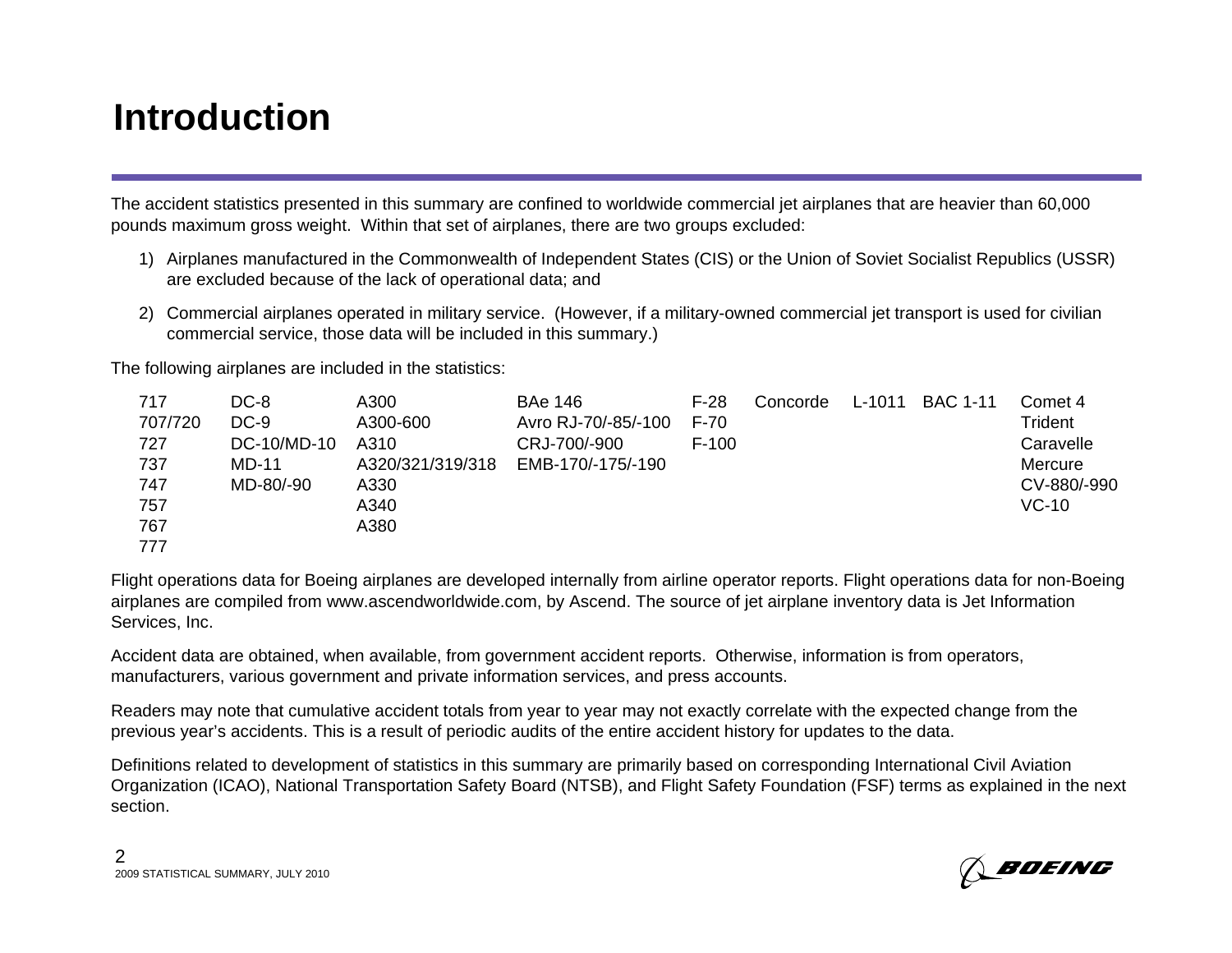# Introduction

The accident statistics presented in this summary are confined to worldwide commercial jet airplanes that are heavier than 60,000 pounds maximum gross weight. Within that set of airplanes, there are two groups excluded:

1) Airplanes manufactured in the Commonwealth of Independent States (CIS) or the Union of Soviet Socialist Republics (USSR) are excluded because of the lack of operational data; and

2) Commercial airplanes operated in military service. (However, if a military-owned commercial jet transport is used for civilian commercial service, those data will be included in this summary.)

The following airplanes are included in the statistics:

| | | | | | | | | |
|---|---|---|---|---|---|---|---|---|
| 717 | DC-8 | A300 | BAe 146 | F-28 | Concorde | L-1011 | BAC 1-11 | Comet 4 |
| 707/720 | DC-9 | A300-600 | Avro RJ-70/-85/-100 | F-70 | | | | Trident |
| 727 | DC-10/MD-10 | A310 | CRJ-700/-900 | F-100 | | | | Caravelle |
| 737 | MD-11 | A320/321/319/318 | EMB-170/-175/-190 | | | | | Mercure |
| 747 | MD-80/-90 | A330 | | | | | | CV-880/-990 |
| 757 | | A340 | | | | | | VC-10 |
| 767 | | A380 | | | | | | |
| 777 | | | | | | | | |

Flight operations data for Boeing airplanes are developed internally from airline operator reports. Flight operations data for non-Boeing airplanes are compiled from www.ascendworldwide.com, by Ascend. The source of jet airplane inventory data is Jet Information Services, Inc.

Accident data are obtained, when available, from government accident reports. Otherwise, information is from operators, manufacturers, various government and private information services, and press accounts.

Readers may note that cumulative accident totals from year to year may not exactly correlate with the expected change from the previous year's accidents. This is a result of periodic audits of the entire accident history for updates to the data.

Definitions related to development of statistics in this summary are primarily based on corresponding International Civil Aviation Organization (ICAO), National Transportation Safety Board (NTSB), and Flight Safety Foundation (FSF) terms as explained in the next section.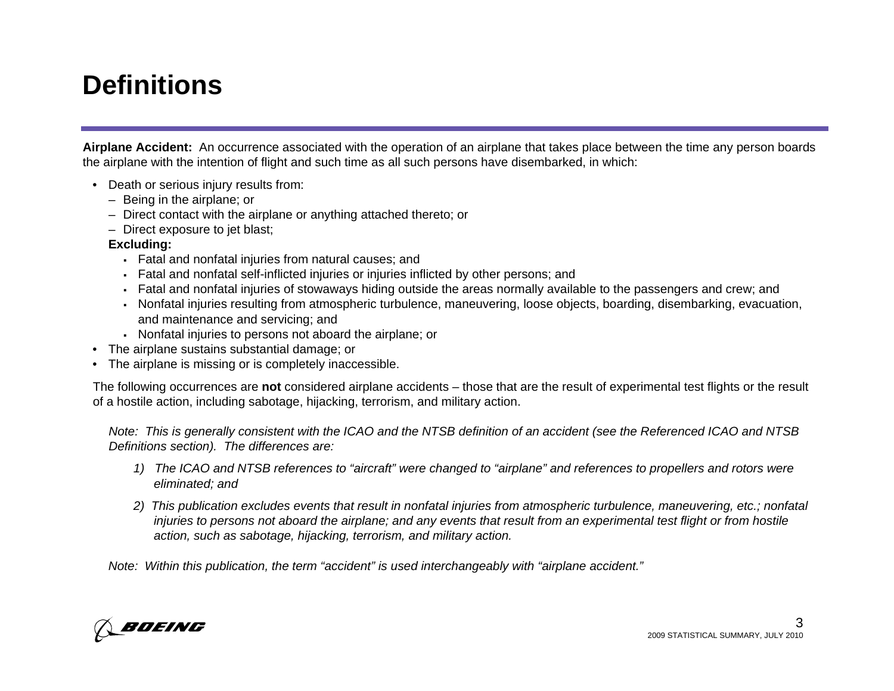# Definitions

**Airplane Accident:** An occurrence associated with the operation of an airplane that takes place between the time any person boards the airplane with the intention of flight and such time as all such persons have disembarked, in which:

- Death or serious injury results from:
  - Being in the airplane; or
  - Direct contact with the airplane or anything attached thereto; or
  - Direct exposure to jet blast;

  **Excluding:**
  - Fatal and nonfatal injuries from natural causes; and
  - Fatal and nonfatal self-inflicted injuries or injuries inflicted by other persons; and
  - Fatal and nonfatal injuries of stowaways hiding outside the areas normally available to the passengers and crew; and
  - Nonfatal injuries resulting from atmospheric turbulence, maneuvering, loose objects, boarding, disembarking, evacuation, and maintenance and servicing; and
  - Nonfatal injuries to persons not aboard the airplane; or
- The airplane sustains substantial damage; or
- The airplane is missing or is completely inaccessible.

The following occurrences are **not** considered airplane accidents – those that are the result of experimental test flights or the result of a hostile action, including sabotage, hijacking, terrorism, and military action.

*Note: This is generally consistent with the ICAO and the NTSB definition of an accident (see the Referenced ICAO and NTSB Definitions section). The differences are:*

1) *The ICAO and NTSB references to "aircraft" were changed to "airplane" and references to propellers and rotors were eliminated; and*

2) *This publication excludes events that result in nonfatal injuries from atmospheric turbulence, maneuvering, etc.; nonfatal injuries to persons not aboard the airplane; and any events that result from an experimental test flight or from hostile action, such as sabotage, hijacking, terrorism, and military action.*

*Note: Within this publication, the term "accident" is used interchangeably with "airplane accident."*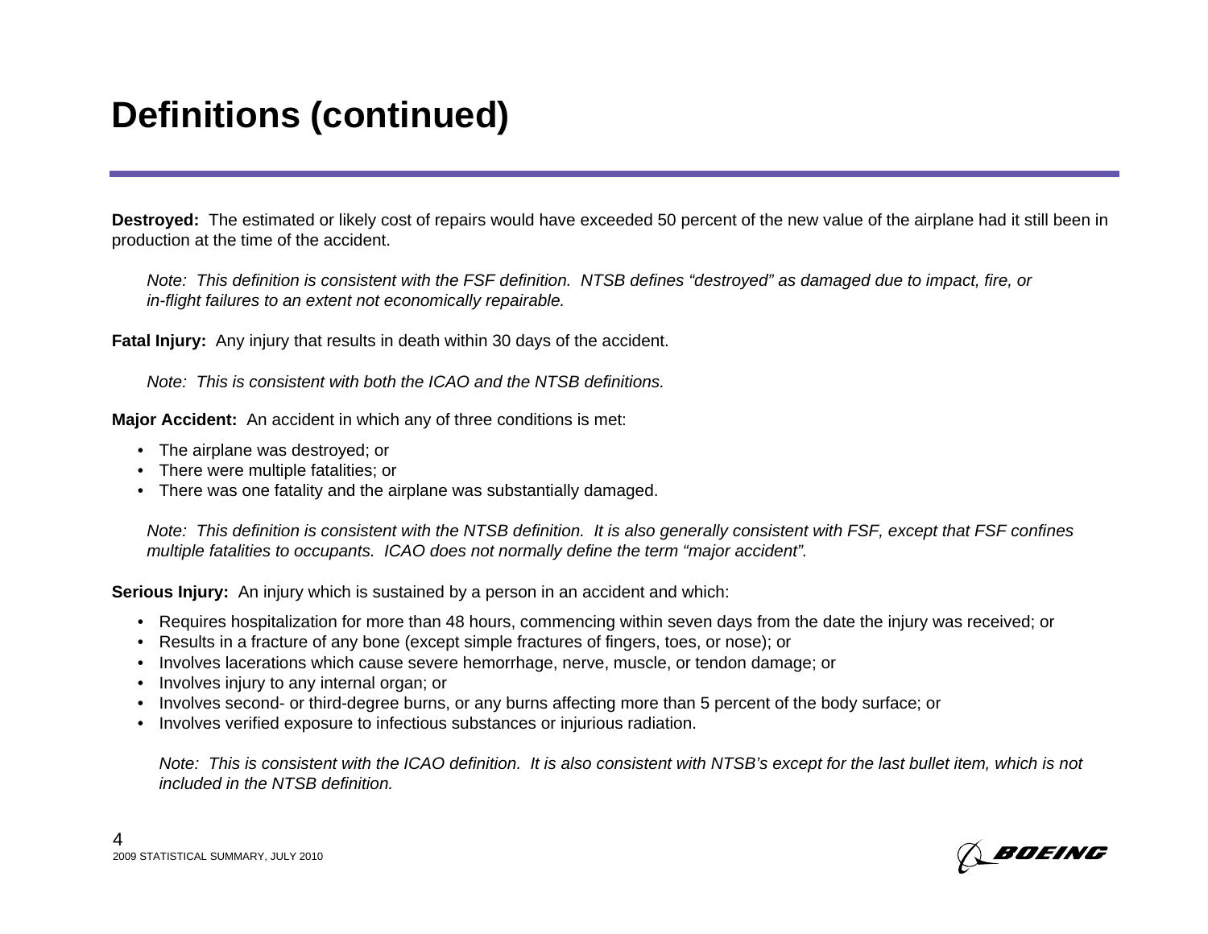# Definitions (continued)

**Destroyed:** The estimated or likely cost of repairs would have exceeded 50 percent of the new value of the airplane had it still been in production at the time of the accident.

*Note: This definition is consistent with the FSF definition. NTSB defines "destroyed" as damaged due to impact, fire, or in-flight failures to an extent not economically repairable.*

**Fatal Injury:** Any injury that results in death within 30 days of the accident.

*Note: This is consistent with both the ICAO and the NTSB definitions.*

**Major Accident:** An accident in which any of three conditions is met:

- The airplane was destroyed; or
- There were multiple fatalities; or
- There was one fatality and the airplane was substantially damaged.

*Note: This definition is consistent with the NTSB definition. It is also generally consistent with FSF, except that FSF confines multiple fatalities to occupants. ICAO does not normally define the term "major accident".*

**Serious Injury:** An injury which is sustained by a person in an accident and which:

- Requires hospitalization for more than 48 hours, commencing within seven days from the date the injury was received; or
- Results in a fracture of any bone (except simple fractures of fingers, toes, or nose); or
- Involves lacerations which cause severe hemorrhage, nerve, muscle, or tendon damage; or
- Involves injury to any internal organ; or
- Involves second- or third-degree burns, or any burns affecting more than 5 percent of the body surface; or
- Involves verified exposure to infectious substances or injurious radiation.

*Note: This is consistent with the ICAO definition. It is also consistent with NTSB's except for the last bullet item, which is not included in the NTSB definition.*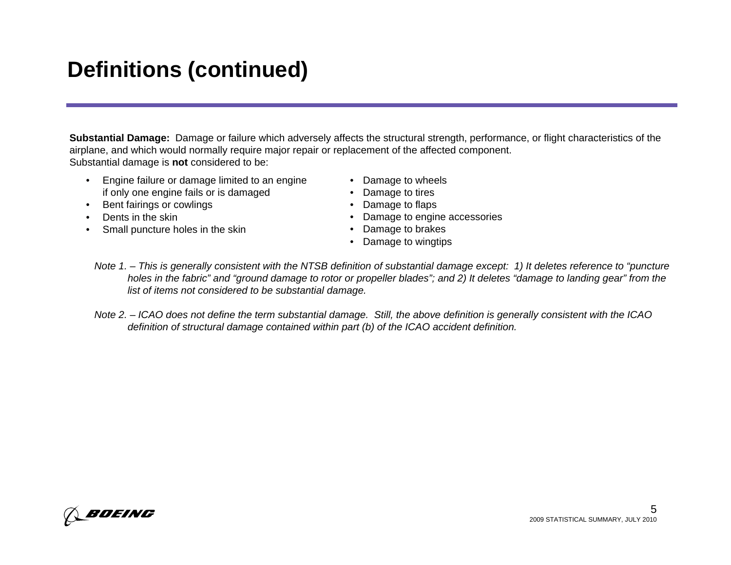# Definitions (continued)

**Substantial Damage:** Damage or failure which adversely affects the structural strength, performance, or flight characteristics of the airplane, and which would normally require major repair or replacement of the affected component.
Substantial damage is **not** considered to be:

- Engine failure or damage limited to an engine if only one engine fails or is damaged
- Bent fairings or cowlings
- Dents in the skin
- Small puncture holes in the skin
- Damage to wheels
- Damage to tires
- Damage to flaps
- Damage to engine accessories
- Damage to brakes
- Damage to wingtips

*Note 1. – This is generally consistent with the NTSB definition of substantial damage except: 1) It deletes reference to "puncture holes in the fabric" and "ground damage to rotor or propeller blades"; and 2) It deletes "damage to landing gear" from the list of items not considered to be substantial damage.*

*Note 2. – ICAO does not define the term substantial damage. Still, the above definition is generally consistent with the ICAO definition of structural damage contained within part (b) of the ICAO accident definition.*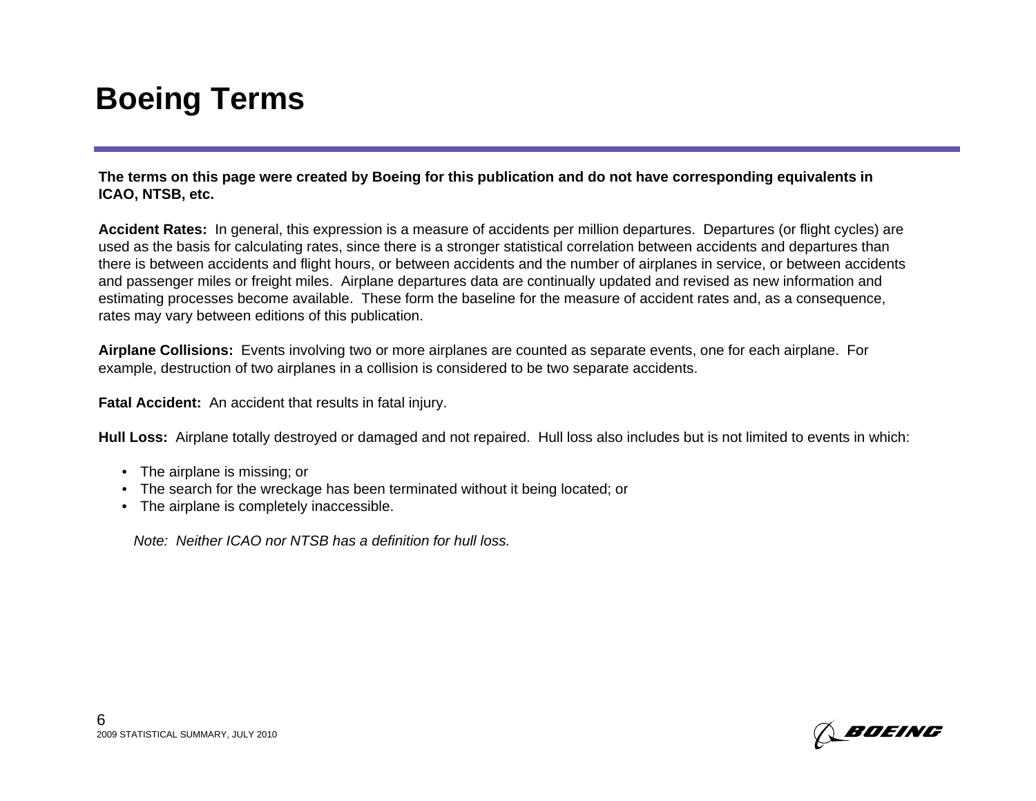# Boeing Terms

**The terms on this page were created by Boeing for this publication and do not have corresponding equivalents in ICAO, NTSB, etc.**

**Accident Rates:** In general, this expression is a measure of accidents per million departures. Departures (or flight cycles) are used as the basis for calculating rates, since there is a stronger statistical correlation between accidents and departures than there is between accidents and flight hours, or between accidents and the number of airplanes in service, or between accidents and passenger miles or freight miles. Airplane departures data are continually updated and revised as new information and estimating processes become available. These form the baseline for the measure of accident rates and, as a consequence, rates may vary between editions of this publication.

**Airplane Collisions:** Events involving two or more airplanes are counted as separate events, one for each airplane. For example, destruction of two airplanes in a collision is considered to be two separate accidents.

**Fatal Accident:** An accident that results in fatal injury.

**Hull Loss:** Airplane totally destroyed or damaged and not repaired. Hull loss also includes but is not limited to events in which:

- The airplane is missing; or
- The search for the wreckage has been terminated without it being located; or
- The airplane is completely inaccessible.

*Note: Neither ICAO nor NTSB has a definition for hull loss.*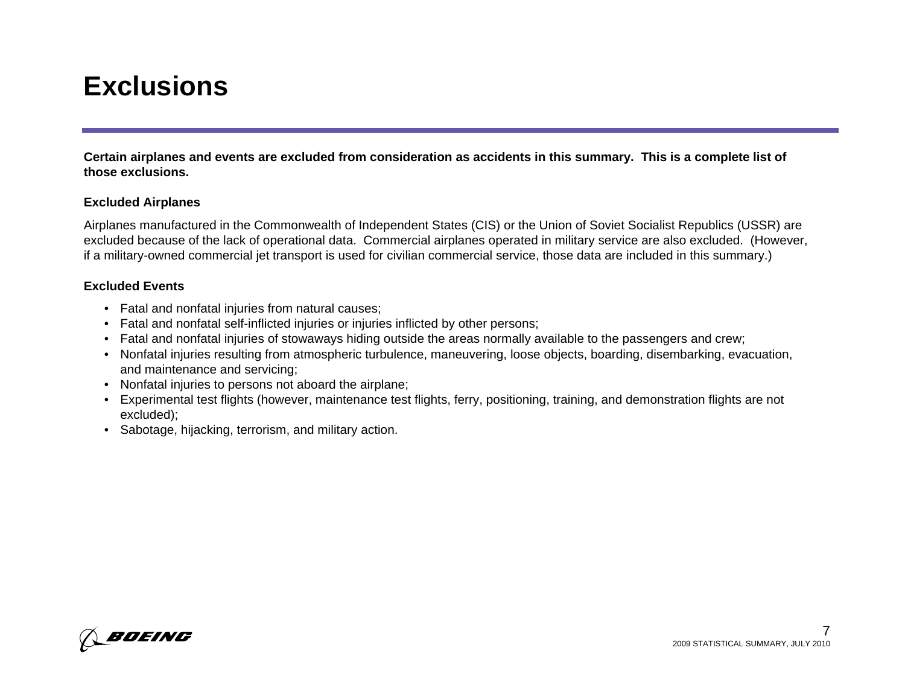# Exclusions

**Certain airplanes and events are excluded from consideration as accidents in this summary. This is a complete list of those exclusions.**

**Excluded Airplanes**

Airplanes manufactured in the Commonwealth of Independent States (CIS) or the Union of Soviet Socialist Republics (USSR) are excluded because of the lack of operational data. Commercial airplanes operated in military service are also excluded. (However, if a military-owned commercial jet transport is used for civilian commercial service, those data are included in this summary.)

**Excluded Events**

- Fatal and nonfatal injuries from natural causes;
- Fatal and nonfatal self-inflicted injuries or injuries inflicted by other persons;
- Fatal and nonfatal injuries of stowaways hiding outside the areas normally available to the passengers and crew;
- Nonfatal injuries resulting from atmospheric turbulence, maneuvering, loose objects, boarding, disembarking, evacuation, and maintenance and servicing;
- Nonfatal injuries to persons not aboard the airplane;
- Experimental test flights (however, maintenance test flights, ferry, positioning, training, and demonstration flights are not excluded);
- Sabotage, hijacking, terrorism, and military action.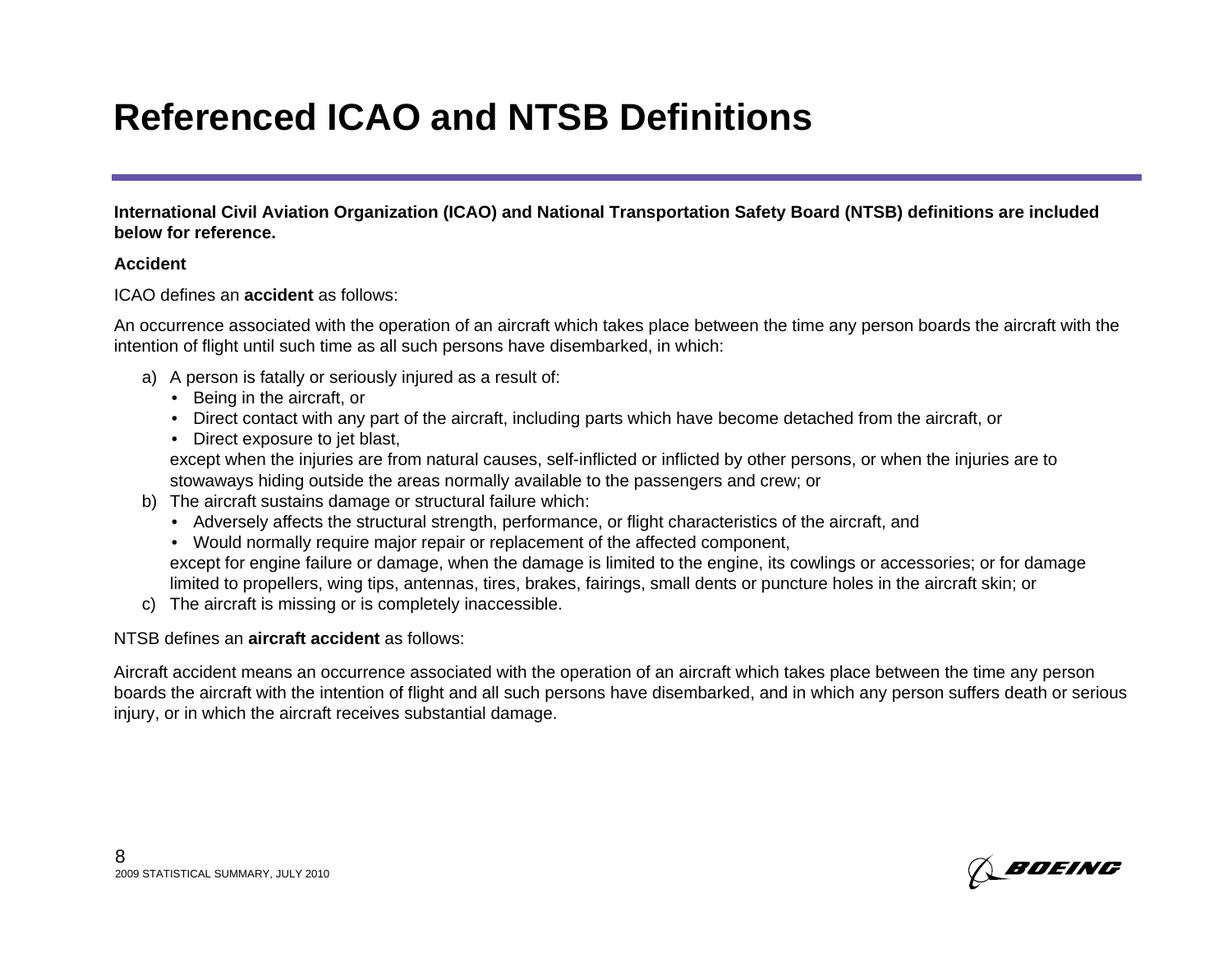# Referenced ICAO and NTSB Definitions

**International Civil Aviation Organization (ICAO) and National Transportation Safety Board (NTSB) definitions are included below for reference.**

**Accident**

ICAO defines an **accident** as follows:

An occurrence associated with the operation of an aircraft which takes place between the time any person boards the aircraft with the intention of flight until such time as all such persons have disembarked, in which:

a) A person is fatally or seriously injured as a result of:
   - Being in the aircraft, or
   - Direct contact with any part of the aircraft, including parts which have become detached from the aircraft, or
   - Direct exposure to jet blast,

   except when the injuries are from natural causes, self-inflicted or inflicted by other persons, or when the injuries are to stowaways hiding outside the areas normally available to the passengers and crew; or
b) The aircraft sustains damage or structural failure which:
   - Adversely affects the structural strength, performance, or flight characteristics of the aircraft, and
   - Would normally require major repair or replacement of the affected component,

   except for engine failure or damage, when the damage is limited to the engine, its cowlings or accessories; or for damage limited to propellers, wing tips, antennas, tires, brakes, fairings, small dents or puncture holes in the aircraft skin; or
c) The aircraft is missing or is completely inaccessible.

NTSB defines an **aircraft accident** as follows:

Aircraft accident means an occurrence associated with the operation of an aircraft which takes place between the time any person boards the aircraft with the intention of flight and all such persons have disembarked, and in which any person suffers death or serious injury, or in which the aircraft receives substantial damage.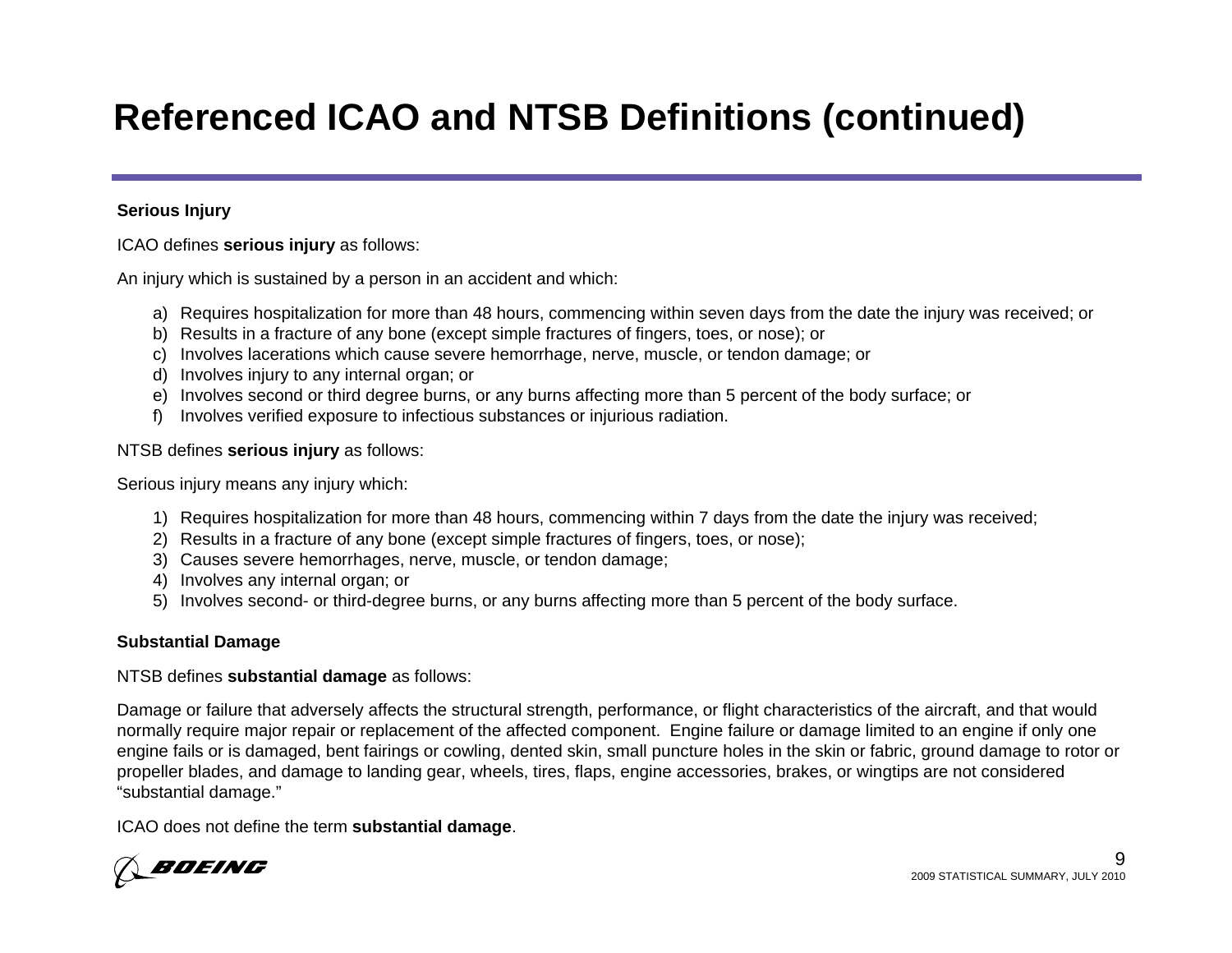# Referenced ICAO and NTSB Definitions (continued)

**Serious Injury**

ICAO defines **serious injury** as follows:

An injury which is sustained by a person in an accident and which:

a) Requires hospitalization for more than 48 hours, commencing within seven days from the date the injury was received; or
b) Results in a fracture of any bone (except simple fractures of fingers, toes, or nose); or
c) Involves lacerations which cause severe hemorrhage, nerve, muscle, or tendon damage; or
d) Involves injury to any internal organ; or
e) Involves second or third degree burns, or any burns affecting more than 5 percent of the body surface; or
f) Involves verified exposure to infectious substances or injurious radiation.

NTSB defines **serious injury** as follows:

Serious injury means any injury which:

1) Requires hospitalization for more than 48 hours, commencing within 7 days from the date the injury was received;
2) Results in a fracture of any bone (except simple fractures of fingers, toes, or nose);
3) Causes severe hemorrhages, nerve, muscle, or tendon damage;
4) Involves any internal organ; or
5) Involves second- or third-degree burns, or any burns affecting more than 5 percent of the body surface.

**Substantial Damage**

NTSB defines **substantial damage** as follows:

Damage or failure that adversely affects the structural strength, performance, or flight characteristics of the aircraft, and that would normally require major repair or replacement of the affected component. Engine failure or damage limited to an engine if only one engine fails or is damaged, bent fairings or cowling, dented skin, small puncture holes in the skin or fabric, ground damage to rotor or propeller blades, and damage to landing gear, wheels, tires, flaps, engine accessories, brakes, or wingtips are not considered "substantial damage."

ICAO does not define the term **substantial damage**.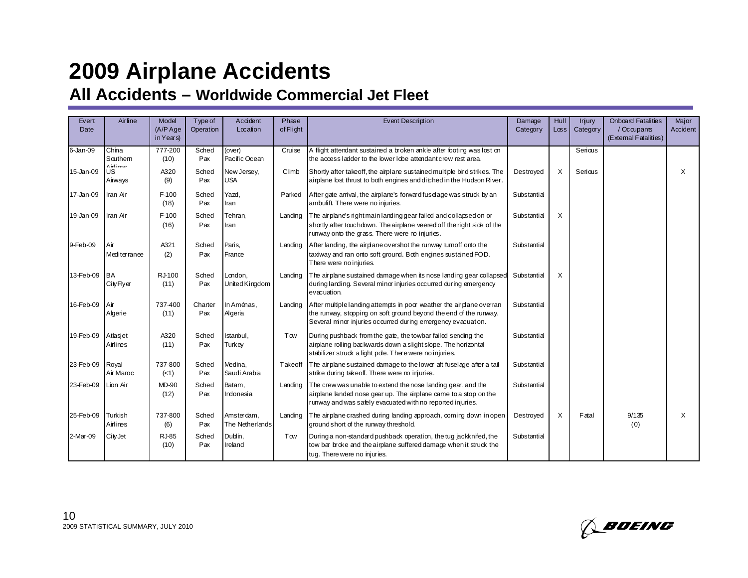# 2009 Airplane Accidents

## All Accidents – Worldwide Commercial Jet Fleet

| Event Date | Airline | Model (A/P Age in Years) | Type of Operation | Accident Location | Phase of Flight | Event Description | Damage Category | Hull Loss | Injury Category | Onboard Fatalities / Occupants (External Fatalities) | Major Accident |
|---|---|---|---|---|---|---|---|---|---|---|---|
| 6-Jan-09 | China Southern Airlines | 777-200 (10) | Sched Pax | (over) Pacific Ocean | Cruise | A flight attendant sustained a broken ankle after footing was lost on the access ladder to the lower lobe attendant crew rest area. | | | Serious | | |
| 15-Jan-09 | US Airways | A320 (9) | Sched Pax | New Jersey, USA | Climb | Shortly after takeoff, the airplane sustained multiple bird strikes. The airplane lost thrust to both engines and ditched in the Hudson River. | Destroyed | X | Serious | | X |
| 17-Jan-09 | Iran Air | F-100 (18) | Sched Pax | Yazd, Iran | Parked | After gate arrival, the airplane's forward fuselage was struck by an ambulift. There were no injuries. | Substantial | | | | |
| 19-Jan-09 | Iran Air | F-100 (16) | Sched Pax | Tehran, Iran | Landing | The airplane's right main landing gear failed and collapsed on or shortly after touchdown. The airplane veered off the right side of the runway onto the grass. There were no injuries. | Substantial | X | | | |
| 9-Feb-09 | Air Mediterranee | A321 (2) | Sched Pax | Paris, France | Landing | After landing, the airplane overshot the runway turnoff onto the taxiway and ran onto soft ground. Both engines sustained FOD. There were no injuries. | Substantial | | | | |
| 13-Feb-09 | BA CityFlyer | RJ-100 (11) | Sched Pax | London, United Kingdom | Landing | The airplane sustained damage when its nose landing gear collapsed during landing. Several minor injuries occurred during emergency evacuation. | Substantial | X | | | |
| 16-Feb-09 | Air Algerie | 737-400 (11) | Charter Pax | In Aménas, Algeria | Landing | After multiple landing attempts in poor weather the airplane overran the runway, stopping on soft ground beyond the end of the runway. Several minor injuries occurred during emergency evacuation. | Substantial | | | | |
| 19-Feb-09 | Atlasjet Airlines | A320 (11) | Sched Pax | Istanbul, Turkey | Tow | During pushback from the gate, the towbar failed sending the airplane rolling backwards down a slight slope. The horizontal stabilizer struck a light pole. There were no injuries. | Substantial | | | | |
| 23-Feb-09 | Royal Air Maroc | 737-800 (<1) | Sched Pax | Medina, Saudi Arabia | Takeoff | The airplane sustained damage to the lower aft fuselage after a tail strike during takeoff. There were no injuries. | Substantial | | | | |
| 23-Feb-09 | Lion Air | MD-90 (12) | Sched Pax | Batam, Indonesia | Landing | The crew was unable to extend the nose landing gear, and the airplane landed nose gear up. The airplane came to a stop on the runway and was safely evacuated with no reported injuries. | Substantial | | | | |
| 25-Feb-09 | Turkish Airlines | 737-800 (6) | Sched Pax | Amsterdam, The Netherlands | Landing | The airplane crashed during landing approach, coming down in open ground short of the runway threshold. | Destroyed | X | Fatal | 9/135 (0) | X |
| 2-Mar-09 | CityJet | RJ-85 (10) | Sched Pax | Dublin, Ireland | Tow | During a non-standard pushback operation, the tug jackknifed, the tow bar broke and the airplane suffered damage when it struck the tug. There were no injuries. | Substantial | | | | |

2009 STATISTICAL SUMMARY, JULY 2010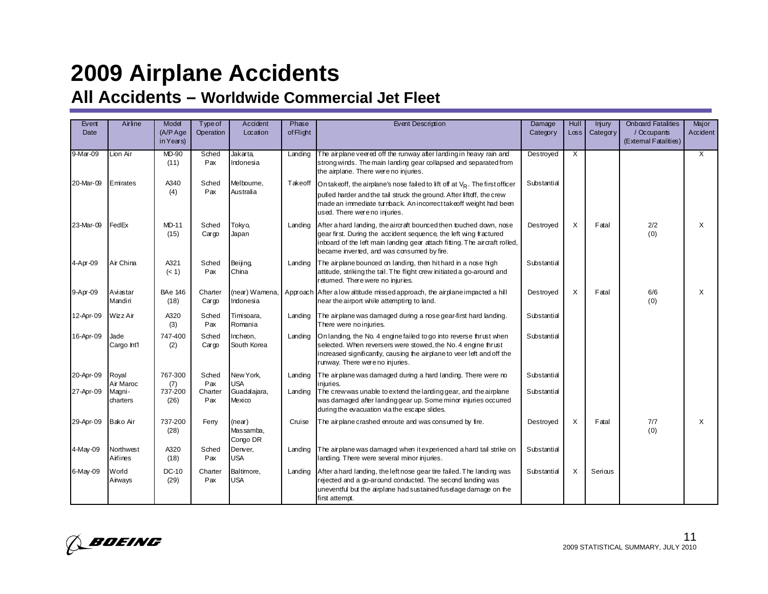# 2009 Airplane Accidents

## All Accidents – Worldwide Commercial Jet Fleet

| Event Date | Airline | Model (A/P Age in Years) | Type of Operation | Accident Location | Phase of Flight | Event Description | Damage Category | Hull Loss | Injury Category | Onboard Fatalities / Occupants (External Fatalities) | Major Accident |
|---|---|---|---|---|---|---|---|---|---|---|---|
| 9-Mar-09 | Lion Air | MD-90 (11) | Sched Pax | Jakarta, Indonesia | Landing | The airplane veered off the runway after landing in heavy rain and strong winds. The main landing gear collapsed and separated from the airplane. There were no injuries. | Destroyed | X | | | X |
| 20-Mar-09 | Emirates | A340 (4) | Sched Pax | Melbourne, Australia | Takeoff | On takeoff, the airplane's nose failed to lift off at $V_R$. The first officer pulled harder and the tail struck the ground. After liftoff, the crew made an immediate turnback. An incorrect takeoff weight had been used. There were no injuries. | Substantial | | | | |
| 23-Mar-09 | FedEx | MD-11 (15) | Sched Cargo | Tokyo, Japan | Landing | After a hard landing, the aircraft bounced then touched down, nose gear first. During the accident sequence, the left wing fractured inboard of the left main landing gear attach fitting. The aircraft rolled, became inverted, and was consumed by fire. | Destroyed | X | Fatal | 2/2 (0) | X |
| 4-Apr-09 | Air China | A321 (< 1) | Sched Pax | Beijing, China | Landing | The airplane bounced on landing, then hit hard in a nose high attitude, striking the tail. The flight crew initiated a go-around and returned. There were no injuries. | Substantial | | | | |
| 9-Apr-09 | Aviastar Mandiri | BAe 146 (18) | Charter Cargo | (near) Wamena, Indonesia | Approach | After a low altitude missed approach, the airplane impacted a hill near the airport while attempting to land. | Destroyed | X | Fatal | 6/6 (0) | X |
| 12-Apr-09 | Wizz Air | A320 (3) | Sched Pax | Timisoara, Romania | Landing | The airplane was damaged during a nose gear-first hard landing. There were no injuries. | Substantial | | | | |
| 16-Apr-09 | Jade Cargo Int'l | 747-400 (2) | Sched Cargo | Incheon, South Korea | Landing | On landing, the No. 4 engine failed to go into reverse thrust when selected. When reversers were stowed, the No. 4 engine thrust increased significantly, causing the airplane to veer left and off the runway. There were no injuries. | Substantial | | | | |
| 20-Apr-09 | Royal Air Maroc | 767-300 (7) | Sched Pax | New York, USA | Landing | The airplane was damaged during a hard landing. There were no injuries. | Substantial | | | | |
| 27-Apr-09 | Magni-charters | 737-200 (26) | Charter Pax | Guadalajara, Mexico | Landing | The crew was unable to extend the landing gear, and the airplane was damaged after landing gear up. Some minor injuries occurred during the evacuation via the escape slides. | Substantial | | | | |
| 29-Apr-09 | Bako Air | 737-200 (28) | Ferry | (near) Massamba, Congo DR | Cruise | The airplane crashed enroute and was consumed by fire. | Destroyed | X | Fatal | 7/7 (0) | X |
| 4-May-09 | Northwest Airlines | A320 (18) | Sched Pax | Denver, USA | Landing | The airplane was damaged when it experienced a hard tail strike on landing. There were several minor injuries. | Substantial | | | | |
| 6-May-09 | World Airways | DC-10 (29) | Charter Pax | Baltimore, USA | Landing | After a hard landing, the left nose gear tire failed. The landing was rejected and a go-around conducted. The second landing was uneventful but the airplane had sustained fuselage damage on the first attempt. | Substantial | X | Serious | | |

BOEING

2009 STATISTICAL SUMMARY, JULY 2010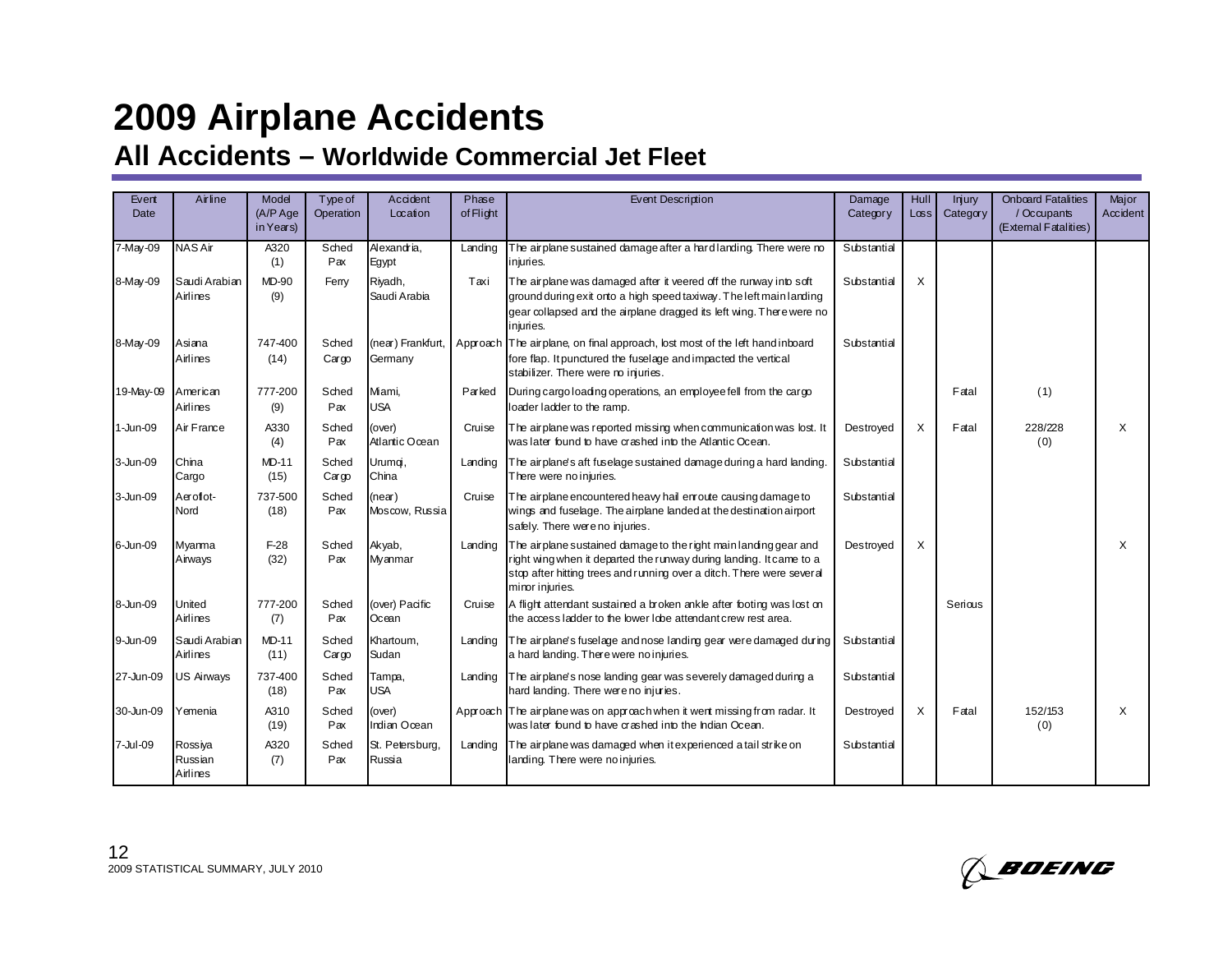# 2009 Airplane Accidents

## All Accidents – Worldwide Commercial Jet Fleet

| Event Date | Airline | Model (A/P Age in Years) | Type of Operation | Accident Location | Phase of Flight | Event Description | Damage Category | Hull Loss | Injury Category | Onboard Fatalities / Occupants (External Fatalities) | Major Accident |
|---|---|---|---|---|---|---|---|---|---|---|---|
| 7-May-09 | NAS Air | A320 (1) | Sched Pax | Alexandria, Egypt | Landing | The airplane sustained damage after a hard landing. There were no injuries. | Substantial | | | | |
| 8-May-09 | Saudi Arabian Airlines | MD-90 (9) | Ferry | Riyadh, Saudi Arabia | Taxi | The airplane was damaged after it veered off the runway into soft ground during exit onto a high speed taxiway. The left main landing gear collapsed and the airplane dragged its left wing. There were no injuries. | Substantial | X | | | |
| 8-May-09 | Asiana Airlines | 747-400 (14) | Sched Cargo | (near) Frankfurt, Germany | Approach | The airplane, on final approach, lost most of the left hand inboard fore flap. It punctured the fuselage and impacted the vertical stabilizer. There were no injuries. | Substantial | | | | |
| 19-May-09 | American Airlines | 777-200 (9) | Sched Pax | Miami, USA | Parked | During cargo loading operations, an employee fell from the cargo loader ladder to the ramp. | | | Fatal | (1) | |
| 1-Jun-09 | Air France | A330 (4) | Sched Pax | (over) Atlantic Ocean | Cruise | The airplane was reported missing when communication was lost. It was later found to have crashed into the Atlantic Ocean. | Destroyed | X | Fatal | 228/228 (0) | X |
| 3-Jun-09 | China Cargo | MD-11 (15) | Sched Cargo | Urumqi, China | Landing | The airplane's aft fuselage sustained damage during a hard landing. There were no injuries. | Substantial | | | | |
| 3-Jun-09 | Aeroflot-Nord | 737-500 (18) | Sched Pax | (near) Moscow, Russia | Cruise | The airplane encountered heavy hail enroute causing damage to wings and fuselage. The airplane landed at the destination airport safely. There were no injuries. | Substantial | | | | |
| 6-Jun-09 | Myanma Airways | F-28 (32) | Sched Pax | Akyab, Myanmar | Landing | The airplane sustained damage to the right main landing gear and right wing when it departed the runway during landing. It came to a stop after hitting trees and running over a ditch. There were several minor injuries. | Destroyed | X | | | X |
| 8-Jun-09 | United Airlines | 777-200 (7) | Sched Pax | (over) Pacific Ocean | Cruise | A flight attendant sustained a broken ankle after footing was lost on the access ladder to the lower lobe attendant crew rest area. | | | Serious | | |
| 9-Jun-09 | Saudi Arabian Airlines | MD-11 (11) | Sched Cargo | Khartoum, Sudan | Landing | The airplane's fuselage and nose landing gear were damaged during a hard landing. There were no injuries. | Substantial | | | | |
| 27-Jun-09 | US Airways | 737-400 (18) | Sched Pax | Tampa, USA | Landing | The airplane's nose landing gear was severely damaged during a hard landing. There were no injuries. | Substantial | | | | |
| 30-Jun-09 | Yemenia | A310 (19) | Sched Pax | (over) Indian Ocean | Approach | The airplane was on approach when it went missing from radar. It was later found to have crashed into the Indian Ocean. | Destroyed | X | Fatal | 152/153 (0) | X |
| 7-Jul-09 | Rossiya Russian Airlines | A320 (7) | Sched Pax | St. Petersburg, Russia | Landing | The airplane was damaged when it experienced a tail strike on landing. There were no injuries. | Substantial | | | | |

2009 STATISTICAL SUMMARY, JULY 2010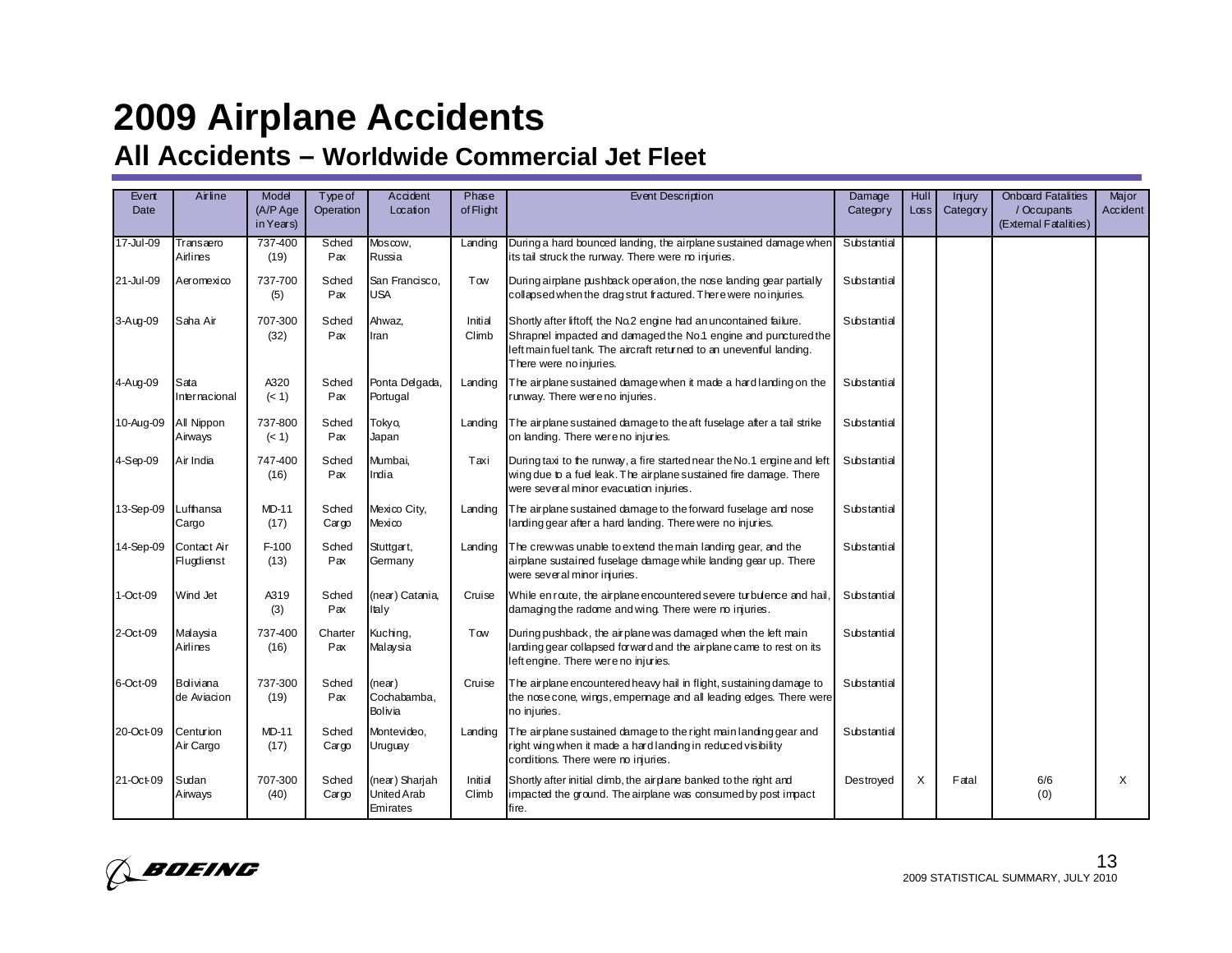# 2009 Airplane Accidents

## All Accidents – Worldwide Commercial Jet Fleet

| Event Date | Airline | Model (A/P Age in Years) | Type of Operation | Accident Location | Phase of Flight | Event Description | Damage Category | Hull Loss | Injury Category | Onboard Fatalities / Occupants (External Fatalities) | Major Accident |
|---|---|---|---|---|---|---|---|---|---|---|---|
| 17-Jul-09 | Transaero Airlines | 737-400 (19) | Sched Pax | Moscow, Russia | Landing | During a hard bounced landing, the airplane sustained damage when its tail struck the runway. There were no injuries. | Substantial | | | | |
| 21-Jul-09 | Aeromexico | 737-700 (5) | Sched Pax | San Francisco, USA | Tow | During airplane pushback operation, the nose landing gear partially collapsed when the drag strut fractured. There were no injuries. | Substantial | | | | |
| 3-Aug-09 | Saha Air | 707-300 (32) | Sched Pax | Ahwaz, Iran | Initial Climb | Shortly after liftoff, the No.2 engine had an uncontained failure. Shrapnel impacted and damaged the No.1 engine and punctured the left main fuel tank. The aircraft returned to an uneventful landing. There were no injuries. | Substantial | | | | |
| 4-Aug-09 | Sata Internacional | A320 (< 1) | Sched Pax | Ponta Delgada, Portugal | Landing | The airplane sustained damage when it made a hard landing on the runway. There were no injuries. | Substantial | | | | |
| 10-Aug-09 | All Nippon Airways | 737-800 (< 1) | Sched Pax | Tokyo, Japan | Landing | The airplane sustained damage to the aft fuselage after a tail strike on landing. There were no injuries. | Substantial | | | | |
| 4-Sep-09 | Air India | 747-400 (16) | Sched Pax | Mumbai, India | Taxi | During taxi to the runway, a fire started near the No.1 engine and left wing due to a fuel leak. The airplane sustained fire damage. There were several minor evacuation injuries. | Substantial | | | | |
| 13-Sep-09 | Lufthansa Cargo | MD-11 (17) | Sched Cargo | Mexico City, Mexico | Landing | The airplane sustained damage to the forward fuselage and nose landing gear after a hard landing. There were no injuries. | Substantial | | | | |
| 14-Sep-09 | Contact Air Flugdienst | F-100 (13) | Sched Pax | Stuttgart, Germany | Landing | The crew was unable to extend the main landing gear, and the airplane sustained fuselage damage while landing gear up. There were several minor injuries. | Substantial | | | | |
| 1-Oct-09 | Wind Jet | A319 (3) | Sched Pax | (near) Catania, Italy | Cruise | While en route, the airplane encountered severe turbulence and hail, damaging the radome and wing. There were no injuries. | Substantial | | | | |
| 2-Oct-09 | Malaysia Airlines | 737-400 (16) | Charter Pax | Kuching, Malaysia | Tow | During pushback, the airplane was damaged when the left main landing gear collapsed forward and the airplane came to rest on its left engine. There were no injuries. | Substantial | | | | |
| 6-Oct-09 | Boliviana de Aviacion | 737-300 (19) | Sched Pax | (near) Cochabamba, Bolivia | Cruise | The airplane encountered heavy hail in flight, sustaining damage to the nose cone, wings, empennage and all leading edges. There were no injuries. | Substantial | | | | |
| 20-Oct-09 | Centurion Air Cargo | MD-11 (17) | Sched Cargo | Montevideo, Uruguay | Landing | The airplane sustained damage to the right main landing gear and right wing when it made a hard landing in reduced visibility conditions. There were no injuries. | Substantial | | | | |
| 21-Oct-09 | Sudan Airways | 707-300 (40) | Sched Cargo | (near) Sharjah United Arab Emirates | Initial Climb | Shortly after initial climb, the airplane banked to the right and impacted the ground. The airplane was consumed by post impact fire. | Destroyed | X | Fatal | 6/6 (0) | X |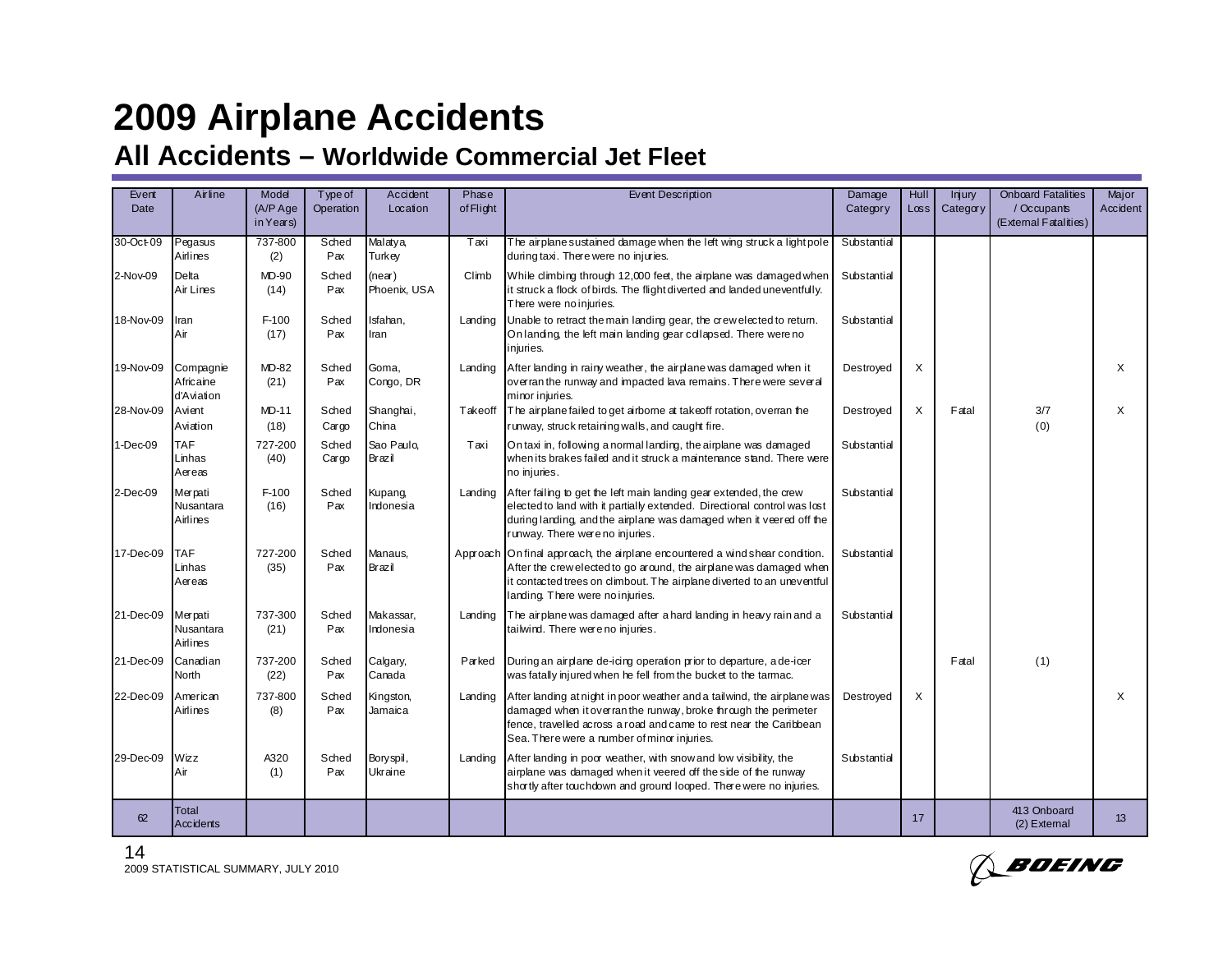# 2009 Airplane Accidents

## All Accidents – Worldwide Commercial Jet Fleet

| Event Date | Airline | Model (A/P Age in Years) | Type of Operation | Accident Location | Phase of Flight | Event Description | Damage Category | Hull Loss | Injury Category | Onboard Fatalities / Occupants (External Fatalities) | Major Accident |
|---|---|---|---|---|---|---|---|---|---|---|---|
| 30-Oct-09 | Pegasus Airlines | 737-800 (2) | Sched Pax | Malatya, Turkey | Taxi | The airplane sustained damage when the left wing struck a light pole during taxi. There were no injuries. | Substantial | | | | |
| 2-Nov-09 | Delta Air Lines | MD-90 (14) | Sched Pax | (near) Phoenix, USA | Climb | While climbing through 12,000 feet, the airplane was damaged when it struck a flock of birds. The flight diverted and landed uneventfully. There were no injuries. | Substantial | | | | |
| 18-Nov-09 | Iran Air | F-100 (17) | Sched Pax | Isfahan, Iran | Landing | Unable to retract the main landing gear, the crew elected to return. On landing, the left main landing gear collapsed. There were no injuries. | Substantial | | | | |
| 19-Nov-09 | Compagnie Africaine d'Aviation | MD-82 (21) | Sched Pax | Goma, Congo, DR | Landing | After landing in rainy weather, the airplane was damaged when it overran the runway and impacted lava remains. There were several minor injuries. | Destroyed | X | | | X |
| 28-Nov-09 | Avient Aviation | MD-11 (18) | Sched Cargo | Shanghai, China | Takeoff | The airplane failed to get airborne at takeoff rotation, overran the runway, struck retaining walls, and caught fire. | Destroyed | X | Fatal | 3/7 (0) | X |
| 1-Dec-09 | TAF Linhas Aereas | 727-200 (40) | Sched Cargo | Sao Paulo, Brazil | Taxi | On taxi in, following a normal landing, the airplane was damaged when its brakes failed and it struck a maintenance stand. There were no injuries. | Substantial | | | | |
| 2-Dec-09 | Merpati Nusantara Airlines | F-100 (16) | Sched Pax | Kupang, Indonesia | Landing | After failing to get the left main landing gear extended, the crew elected to land with it partially extended. Directional control was lost during landing, and the airplane was damaged when it veered off the runway. There were no injuries. | Substantial | | | | |
| 17-Dec-09 | TAF Linhas Aereas | 727-200 (35) | Sched Pax | Manaus, Brazil | Approach | On final approach, the airplane encountered a wind shear condition. After the crew elected to go around, the airplane was damaged when it contacted trees on climbout. The airplane diverted to an uneventful landing. There were no injuries. | Substantial | | | | |
| 21-Dec-09 | Merpati Nusantara Airlines | 737-300 (21) | Sched Pax | Makassar, Indonesia | Landing | The airplane was damaged after a hard landing in heavy rain and a tailwind. There were no injuries. | Substantial | | | | |
| 21-Dec-09 | Canadian North | 737-200 (22) | Sched Pax | Calgary, Canada | Parked | During an airplane de-icing operation prior to departure, a de-icer was fatally injured when he fell from the bucket to the tarmac. | | | Fatal | (1) | |
| 22-Dec-09 | American Airlines | 737-800 (8) | Sched Pax | Kingston, Jamaica | Landing | After landing at night in poor weather and a tailwind, the airplane was damaged when it overran the runway, broke through the perimeter fence, travelled across a road and came to rest near the Caribbean Sea. There were a number of minor injuries. | Destroyed | X | | | X |
| 29-Dec-09 | Wizz Air | A320 (1) | Sched Pax | Boryspil, Ukraine | Landing | After landing in poor weather, with snow and low visibility, the airplane was damaged when it veered off the side of the runway shortly after touchdown and ground looped. There were no injuries. | Substantial | | | | |
| 62 | Total Accidents | | | | | | | 17 | | 413 Onboard (2) External | 13 |

2009 STATISTICAL SUMMARY, JULY 2010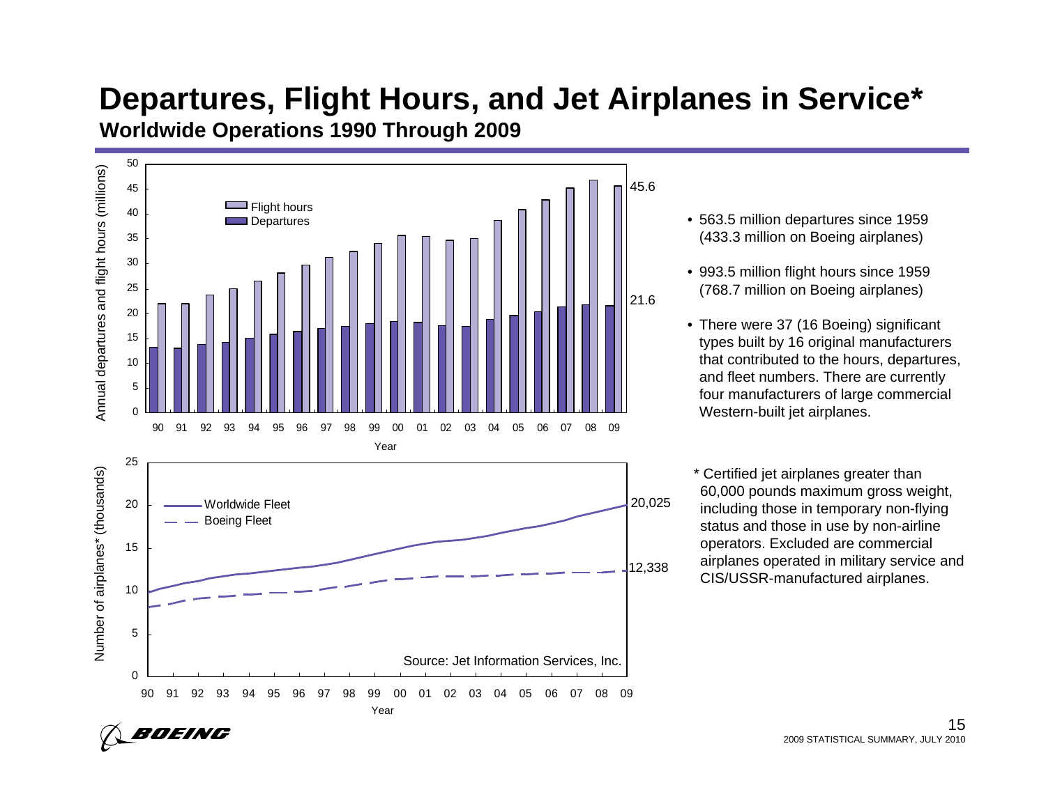# Departures, Flight Hours, and Jet Airplanes in Service*

## Worldwide Operations 1990 Through 2009

- 563.5 million departures since 1959 (433.3 million on Boeing airplanes)
- 993.5 million flight hours since 1959 (768.7 million on Boeing airplanes)
- There were 37 (16 Boeing) significant types built by 16 original manufacturers that contributed to the hours, departures, and fleet numbers. There are currently four manufacturers of large commercial Western-built jet airplanes.

\* Certified jet airplanes greater than 60,000 pounds maximum gross weight, including those in temporary non-flying status and those in use by non-airline operators. Excluded are commercial airplanes operated in military service and CIS/USSR-manufactured airplanes.

Annual departures and flight hours (millions): Flight hours, Departures — 2009: 45.6 flight hours, 21.6 departures.

Number of airplanes* (thousands): Worldwide Fleet, Boeing Fleet — 2009: 20,025 worldwide fleet, 12,338 Boeing fleet.

Source: Jet Information Services, Inc.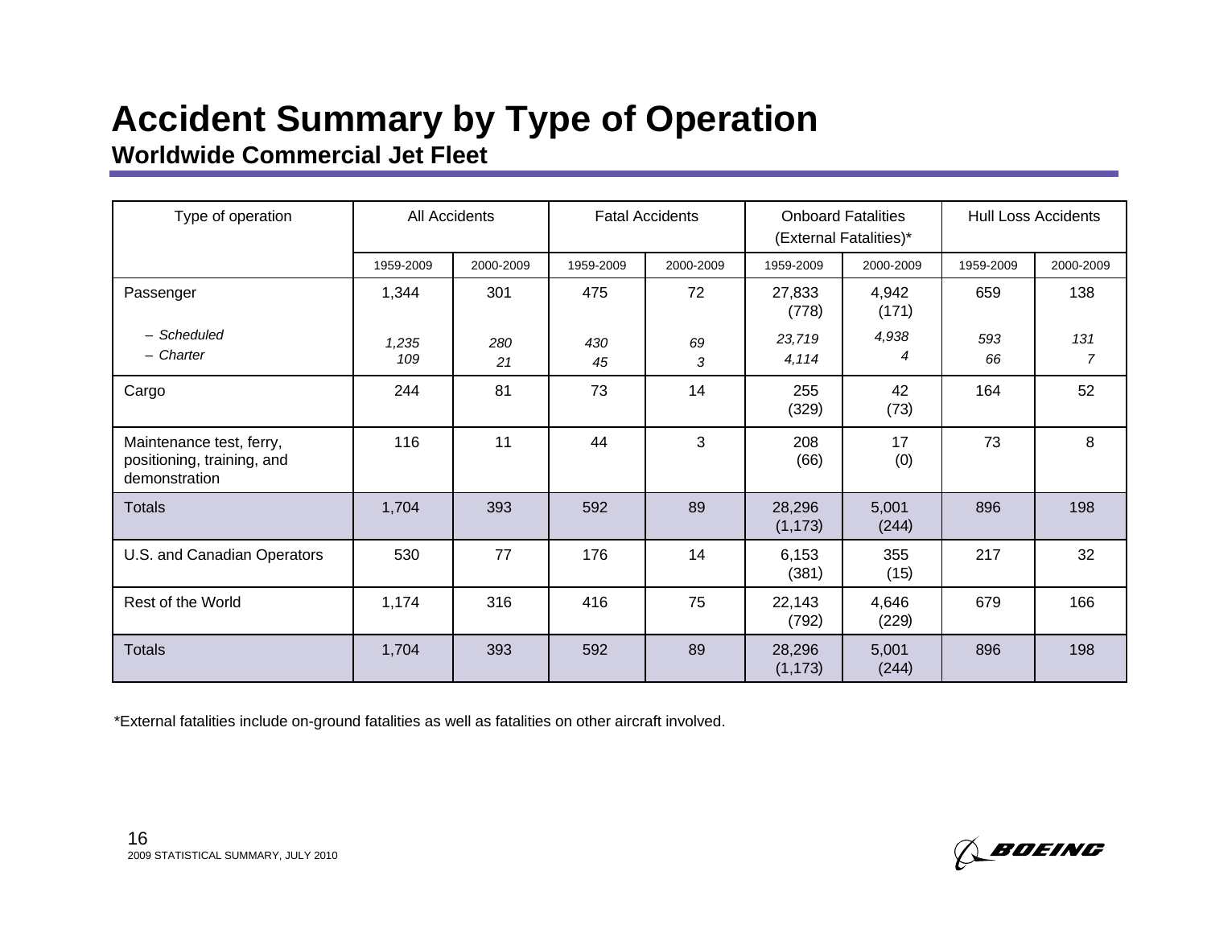# Accident Summary by Type of Operation

## Worldwide Commercial Jet Fleet

| Type of operation | All Accidents | | Fatal Accidents | | Onboard Fatalities (External Fatalities)* | | Hull Loss Accidents | |
|---|---|---|---|---|---|---|---|---|
| | 1959-2009 | 2000-2009 | 1959-2009 | 2000-2009 | 1959-2009 | 2000-2009 | 1959-2009 | 2000-2009 |
| Passenger | 1,344 | 301 | 475 | 72 | 27,833 (778) | 4,942 (171) | 659 | 138 |
| *– Scheduled* | *1,235* | *280* | *430* | *69* | *23,719* | *4,938* | *593* | *131* |
| *– Charter* | *109* | *21* | *45* | *3* | *4,114* | *4* | *66* | *7* |
| Cargo | 244 | 81 | 73 | 14 | 255 (329) | 42 (73) | 164 | 52 |
| Maintenance test, ferry, positioning, training, and demonstration | 116 | 11 | 44 | 3 | 208 (66) | 17 (0) | 73 | 8 |
| Totals | 1,704 | 393 | 592 | 89 | 28,296 (1,173) | 5,001 (244) | 896 | 198 |
| U.S. and Canadian Operators | 530 | 77 | 176 | 14 | 6,153 (381) | 355 (15) | 217 | 32 |
| Rest of the World | 1,174 | 316 | 416 | 75 | 22,143 (792) | 4,646 (229) | 679 | 166 |
| Totals | 1,704 | 393 | 592 | 89 | 28,296 (1,173) | 5,001 (244) | 896 | 198 |

*External fatalities include on-ground fatalities as well as fatalities on other aircraft involved.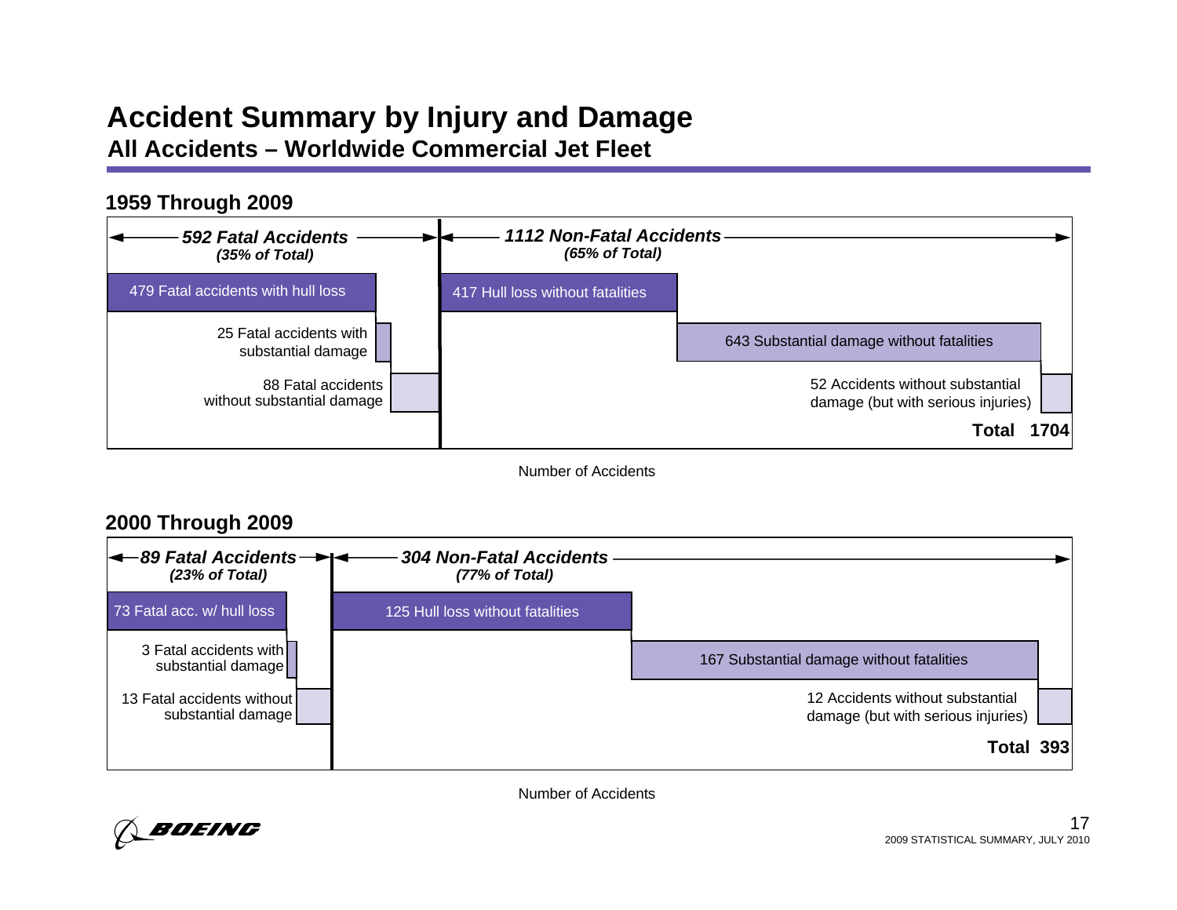# Accident Summary by Injury and Damage

## All Accidents – Worldwide Commercial Jet Fleet

### 1959 Through 2009

***592 Fatal Accidents***
***(35% of Total)***

- 479 Fatal accidents with hull loss
- 25 Fatal accidents with substantial damage
- 88 Fatal accidents without substantial damage

***1112 Non-Fatal Accidents***
***(65% of Total)***

- 417 Hull loss without fatalities
- 643 Substantial damage without fatalities
- 52 Accidents without substantial damage (but with serious injuries)

**Total 1704**

Number of Accidents

### 2000 Through 2009

***89 Fatal Accidents***
***(23% of Total)***

- 73 Fatal acc. w/ hull loss
- 3 Fatal accidents with substantial damage
- 13 Fatal accidents without substantial damage

***304 Non-Fatal Accidents***
***(77% of Total)***

- 125 Hull loss without fatalities
- 167 Substantial damage without fatalities
- 12 Accidents without substantial damage (but with serious injuries)

**Total 393**

Number of Accidents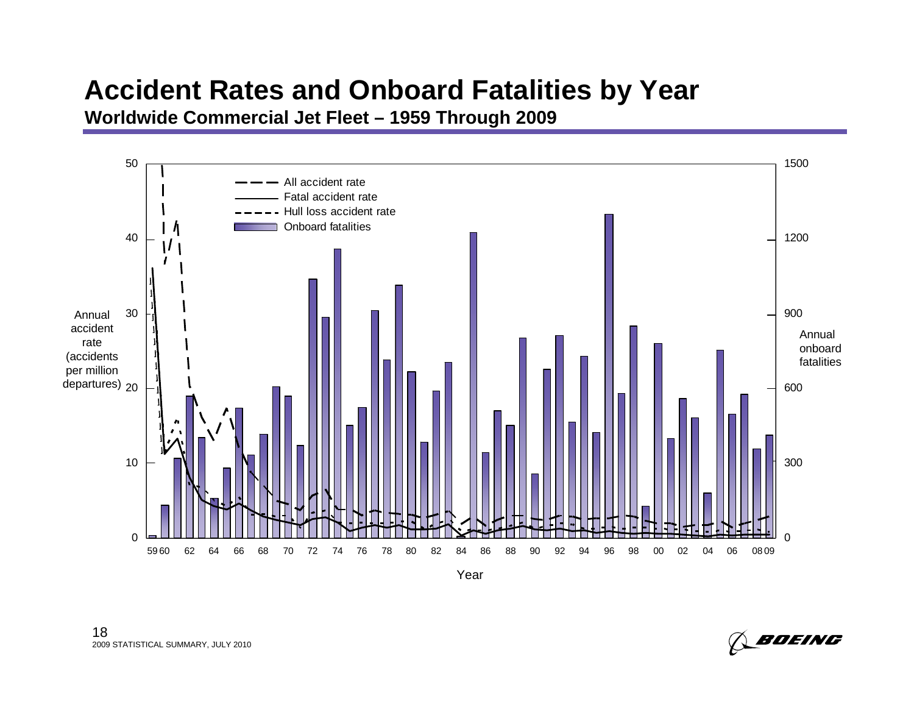# Accident Rates and Onboard Fatalities by Year

**Worldwide Commercial Jet Fleet – 1959 Through 2009**

Annual accident rate (accidents per million departures)

Annual onboard fatalities

- All accident rate
- Fatal accident rate
- Hull loss accident rate
- Onboard fatalities

Year

2009 STATISTICAL SUMMARY, JULY 2010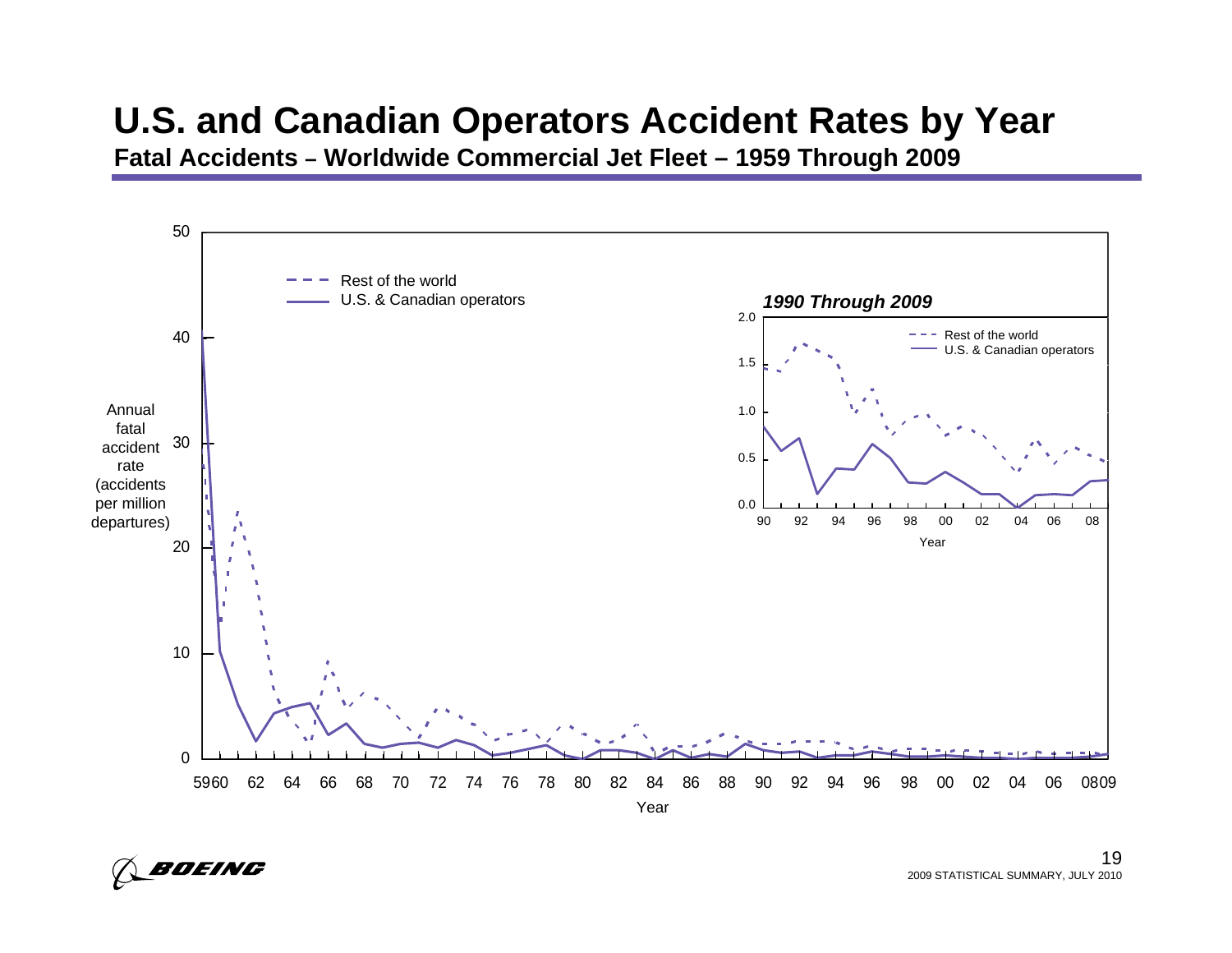# U.S. and Canadian Operators Accident Rates by Year

**Fatal Accidents – Worldwide Commercial Jet Fleet – 1959 Through 2009**

Annual fatal accident rate (accidents per million departures)

- - - Rest of the world
—— U.S. & Canadian operators

*1990 Through 2009*

Year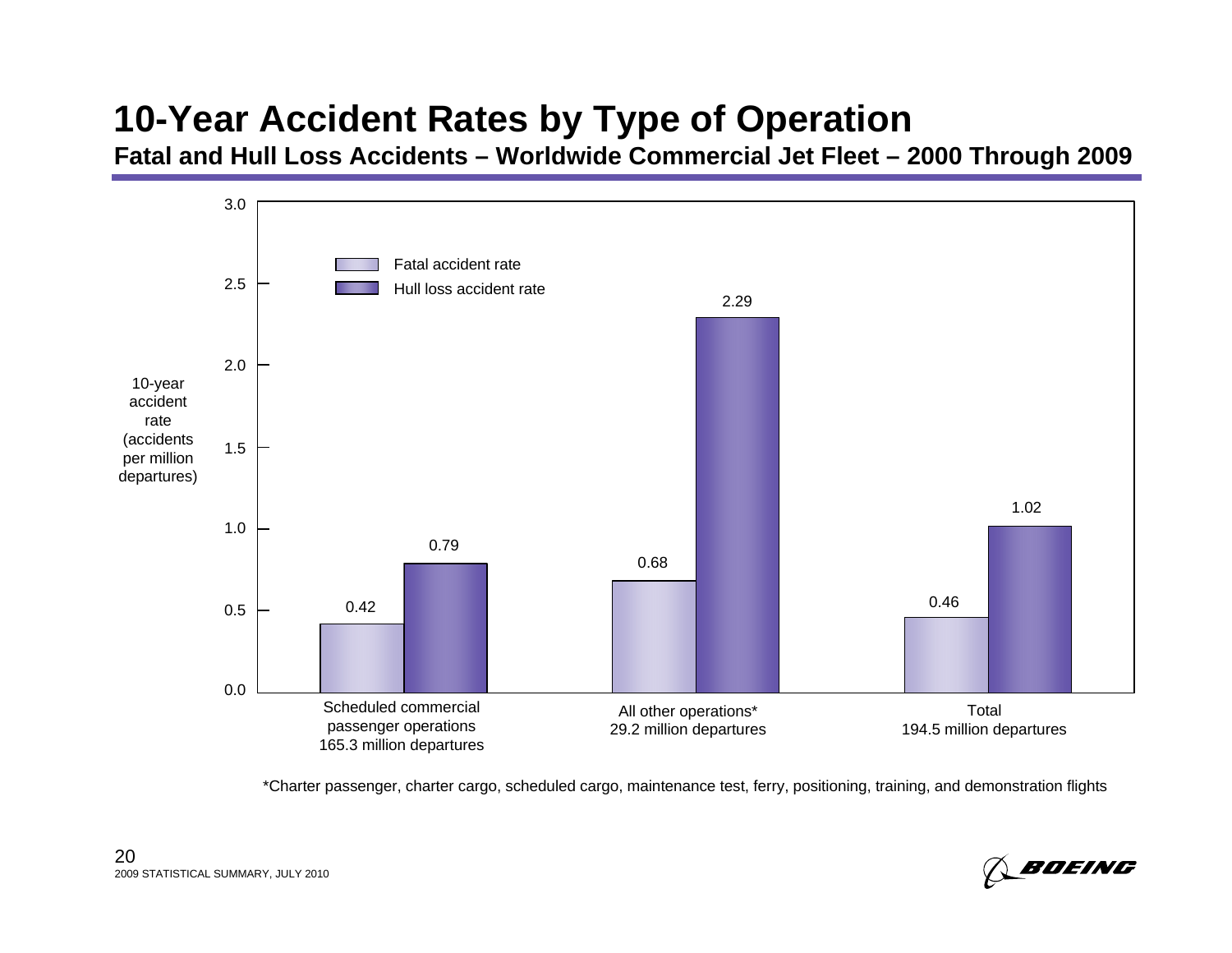# 10-Year Accident Rates by Type of Operation

## Fatal and Hull Loss Accidents – Worldwide Commercial Jet Fleet – 2000 Through 2009

10-year accident rate (accidents per million departures)

| Type of operation | Fatal accident rate | Hull loss accident rate |
|---|---|---|
| Scheduled commercial passenger operations (165.3 million departures) | 0.42 | 0.79 |
| All other operations* (29.2 million departures) | 0.68 | 2.29 |
| Total (194.5 million departures) | 0.46 | 1.02 |

*Charter passenger, charter cargo, scheduled cargo, maintenance test, ferry, positioning, training, and demonstration flights

2009 STATISTICAL SUMMARY, JULY 2010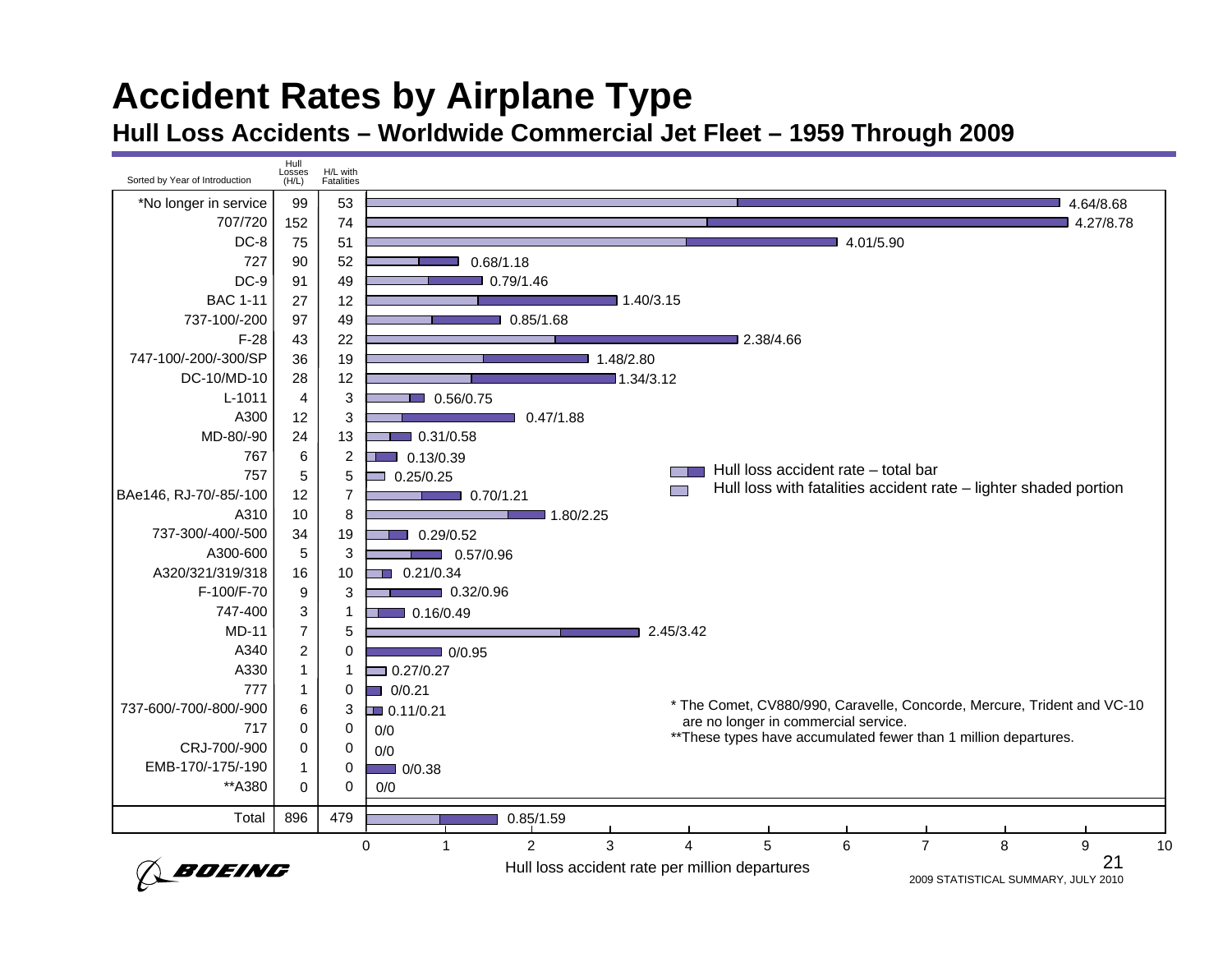# Accident Rates by Airplane Type

## Hull Loss Accidents – Worldwide Commercial Jet Fleet – 1959 Through 2009

| Sorted by Year of Introduction | Hull Losses (H/L) | H/L with Fatalities | Hull loss accident rate per million departures (fatalities/total) |
|---|---|---|---|
| *No longer in service | 99 | 53 | 4.64/8.68 |
| 707/720 | 152 | 74 | 4.27/8.78 |
| DC-8 | 75 | 51 | 4.01/5.90 |
| 727 | 90 | 52 | 0.68/1.18 |
| DC-9 | 91 | 49 | 0.79/1.46 |
| BAC 1-11 | 27 | 12 | 1.40/3.15 |
| 737-100/-200 | 97 | 49 | 0.85/1.68 |
| F-28 | 43 | 22 | 2.38/4.66 |
| 747-100/-200/-300/SP | 36 | 19 | 1.48/2.80 |
| DC-10/MD-10 | 28 | 12 | 1.34/3.12 |
| L-1011 | 4 | 3 | 0.56/0.75 |
| A300 | 12 | 3 | 0.47/1.88 |
| MD-80/-90 | 24 | 13 | 0.31/0.58 |
| 767 | 6 | 2 | 0.13/0.39 |
| 757 | 5 | 5 | 0.25/0.25 |
| BAe146, RJ-70/-85/-100 | 12 | 7 | 0.70/1.21 |
| A310 | 10 | 8 | 1.80/2.25 |
| 737-300/-400/-500 | 34 | 19 | 0.29/0.52 |
| A300-600 | 5 | 3 | 0.57/0.96 |
| A320/321/319/318 | 16 | 10 | 0.21/0.34 |
| F-100/F-70 | 9 | 3 | 0.32/0.96 |
| 747-400 | 3 | 1 | 0.16/0.49 |
| MD-11 | 7 | 5 | 2.45/3.42 |
| A340 | 2 | 0 | 0/0.95 |
| A330 | 1 | 1 | 0.27/0.27 |
| 777 | 1 | 0 | 0/0.21 |
| 737-600/-700/-800/-900 | 6 | 3 | 0.11/0.21 |
| 717 | 0 | 0 | 0/0 |
| CRJ-700/-900 | 0 | 0 | 0/0 |
| EMB-170/-175/-190 | 1 | 0 | 0/0.38 |
| **A380 | 0 | 0 | 0/0 |
| Total | 896 | 479 | 0.85/1.59 |

Hull loss accident rate – total bar

Hull loss with fatalities accident rate – lighter shaded portion

Hull loss accident rate per million departures

\* The Comet, CV880/990, Caravelle, Concorde, Mercure, Trident and VC-10 are no longer in commercial service.

\*\*These types have accumulated fewer than 1 million departures.

2009 STATISTICAL SUMMARY, JULY 2010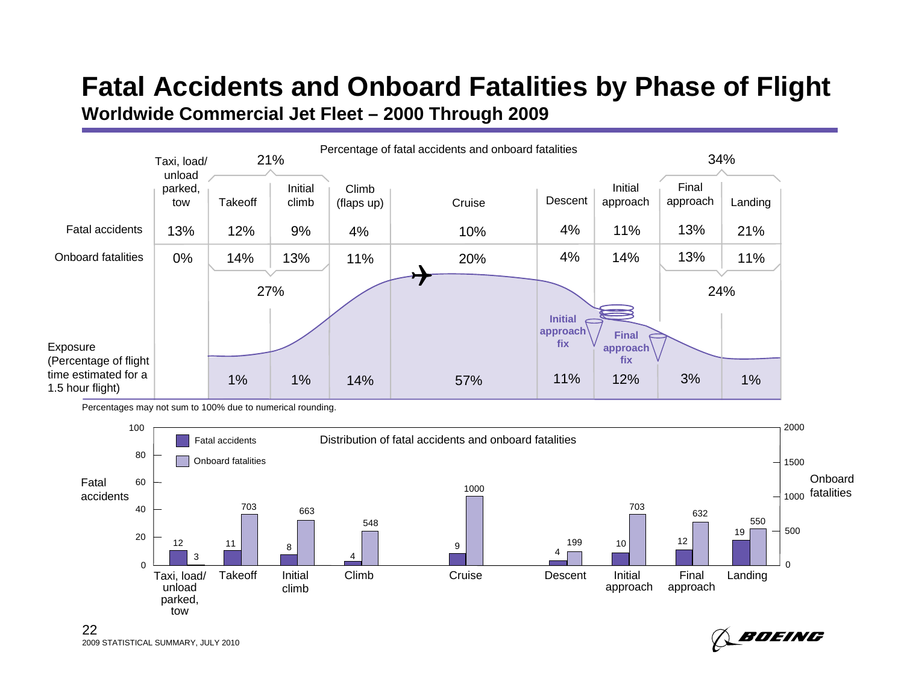# Fatal Accidents and Onboard Fatalities by Phase of Flight

## Worldwide Commercial Jet Fleet – 2000 Through 2009

Percentage of fatal accidents and onboard fatalities

| | Taxi, load/ unload parked, tow | Takeoff | Initial climb | Climb (flaps up) | Cruise | Descent | Initial approach | Final approach | Landing |
|---|---|---|---|---|---|---|---|---|---|
| Fatal accidents | 13% | 12% | 9% | 4% | 10% | 4% | 11% | 13% | 21% |
| Onboard fatalities | 0% | 14% | 13% | 11% | 20% | 4% | 14% | 13% | 11% |
| Exposure (Percentage of flight time estimated for a 1.5 hour flight) | | 1% | 1% | 14% | 57% | 11% | 12% | 3% | 1% |

Takeoff + Initial climb: 21% of fatal accidents; 27% of onboard fatalities.

Final approach + Landing: 34% of fatal accidents; 24% of onboard fatalities.

Initial approach fix · Final approach fix

Percentages may not sum to 100% due to numerical rounding.

Distribution of fatal accidents and onboard fatalities

| | Taxi, load/ unload parked, tow | Takeoff | Initial climb | Climb | Cruise | Descent | Initial approach | Final approach | Landing |
|---|---|---|---|---|---|---|---|---|---|
| Fatal accidents | 12 | 11 | 8 | 4 | 9 | 4 | 10 | 12 | 19 |
| Onboard fatalities | 3 | 703 | 663 | 548 | 1000 | 199 | 703 | 632 | 550 |

2009 STATISTICAL SUMMARY, JULY 2010

BOEING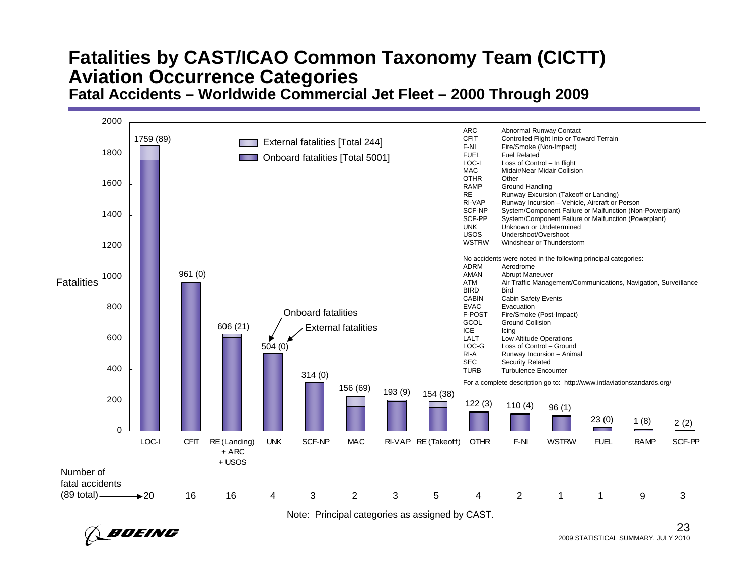# Fatalities by CAST/ICAO Common Taxonomy Team (CICTT) Aviation Occurrence Categories

## Fatal Accidents – Worldwide Commercial Jet Fleet – 2000 Through 2009

External fatalities [Total 244]

Onboard fatalities [Total 5001]

| Category | Onboard fatalities (External fatalities) | Number of fatal accidents (89 total) |
|---|---|---|
| LOC-I | 1759 (89) | 20 |
| CFIT | 961 (0) | 16 |
| RE (Landing) + ARC + USOS | 606 (21) | 16 |
| UNK | 504 (0) | 4 |
| SCF-NP | 314 (0) | 3 |
| MAC | 156 (69) | 2 |
| RI-VAP | 193 (9) | 3 |
| RE (Takeoff) | 154 (38) | 5 |
| OTHR | 122 (3) | 4 |
| F-NI | 110 (4) | 2 |
| WSTRW | 96 (1) | 1 |
| FUEL | 23 (0) | 1 |
| RAMP | 1 (8) | 9 |
| SCF-PP | 2 (2) | 3 |

| Code | Description |
|---|---|
| ARC | Abnormal Runway Contact |
| CFIT | Controlled Flight Into or Toward Terrain |
| F-NI | Fire/Smoke (Non-Impact) |
| FUEL | Fuel Related |
| LOC-I | Loss of Control – In flight |
| MAC | Midair/Near Midair Collision |
| OTHR | Other |
| RAMP | Ground Handling |
| RE | Runway Excursion (Takeoff or Landing) |
| RI-VAP | Runway Incursion – Vehicle, Aircraft or Person |
| SCF-NP | System/Component Failure or Malfunction (Non-Powerplant) |
| SCF-PP | System/Component Failure or Malfunction (Powerplant) |
| UNK | Unknown or Undetermined |
| USOS | Undershoot/Overshoot |
| WSTRW | Windshear or Thunderstorm |

No accidents were noted in the following principal categories:

| Code | Description |
|---|---|
| ADRM | Aerodrome |
| AMAN | Abrupt Maneuver |
| ATM | Air Traffic Management/Communications, Navigation, Surveillance |
| BIRD | Bird |
| CABIN | Cabin Safety Events |
| EVAC | Evacuation |
| F-POST | Fire/Smoke (Post-Impact) |
| GCOL | Ground Collision |
| ICE | Icing |
| LALT | Low Altitude Operations |
| LOC-G | Loss of Control – Ground |
| RI-A | Runway Incursion – Animal |
| SEC | Security Related |
| TURB | Turbulence Encounter |

For a complete description go to: http://www.intlaviationstandards.org/

Note: Principal categories as assigned by CAST.

2009 STATISTICAL SUMMARY, JULY 2010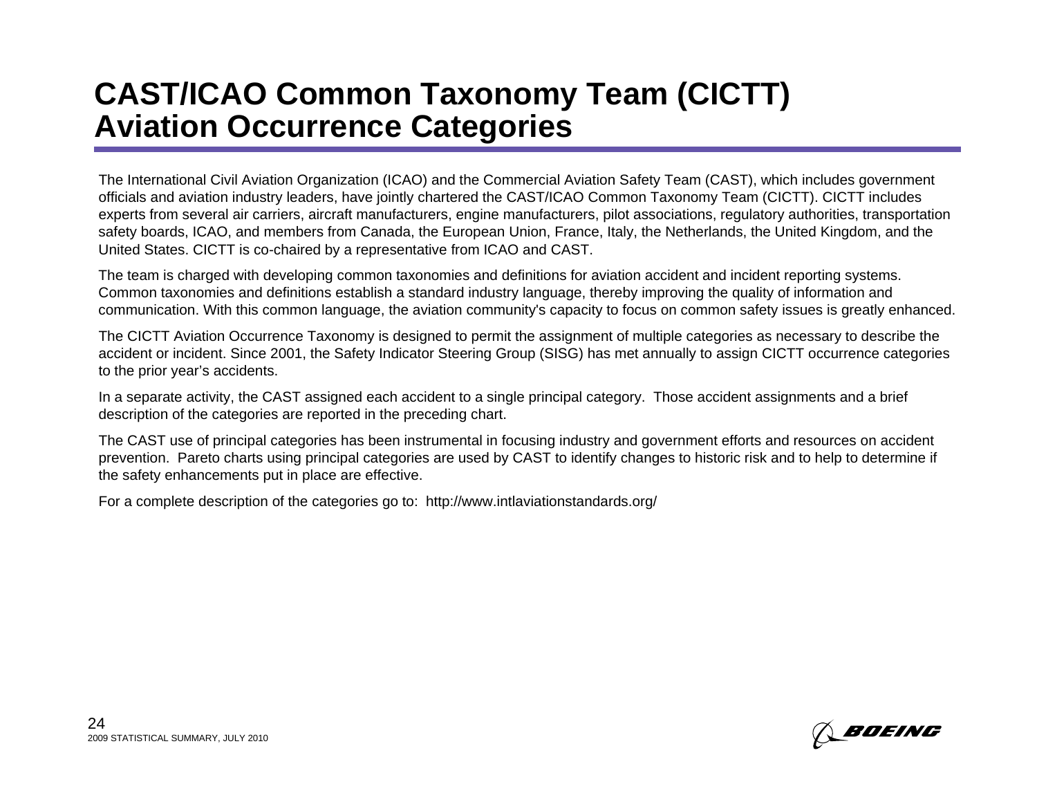# CAST/ICAO Common Taxonomy Team (CICTT) Aviation Occurrence Categories

The International Civil Aviation Organization (ICAO) and the Commercial Aviation Safety Team (CAST), which includes government officials and aviation industry leaders, have jointly chartered the CAST/ICAO Common Taxonomy Team (CICTT). CICTT includes experts from several air carriers, aircraft manufacturers, engine manufacturers, pilot associations, regulatory authorities, transportation safety boards, ICAO, and members from Canada, the European Union, France, Italy, the Netherlands, the United Kingdom, and the United States. CICTT is co-chaired by a representative from ICAO and CAST.

The team is charged with developing common taxonomies and definitions for aviation accident and incident reporting systems. Common taxonomies and definitions establish a standard industry language, thereby improving the quality of information and communication. With this common language, the aviation community's capacity to focus on common safety issues is greatly enhanced.

The CICTT Aviation Occurrence Taxonomy is designed to permit the assignment of multiple categories as necessary to describe the accident or incident. Since 2001, the Safety Indicator Steering Group (SISG) has met annually to assign CICTT occurrence categories to the prior year's accidents.

In a separate activity, the CAST assigned each accident to a single principal category. Those accident assignments and a brief description of the categories are reported in the preceding chart.

The CAST use of principal categories has been instrumental in focusing industry and government efforts and resources on accident prevention. Pareto charts using principal categories are used by CAST to identify changes to historic risk and to help to determine if the safety enhancements put in place are effective.

For a complete description of the categories go to: http://www.intlaviationstandards.org/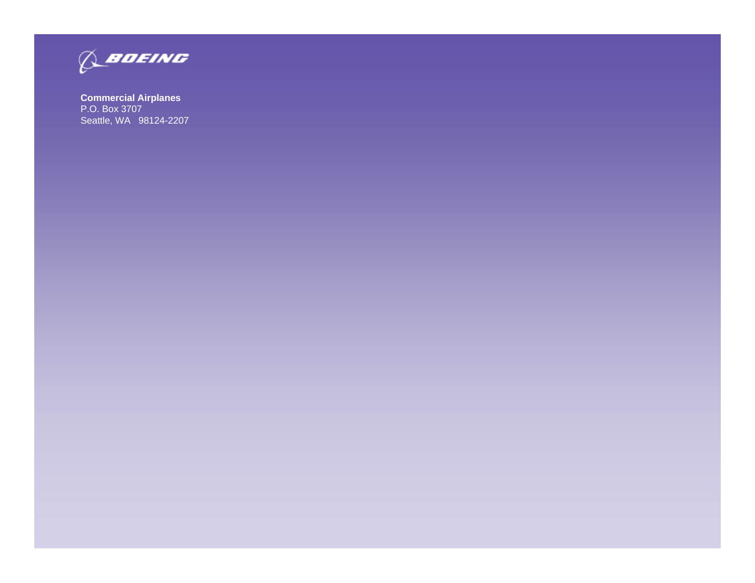BOEING

**Commercial Airplanes**
P.O. Box 3707
Seattle, WA 98124-2207